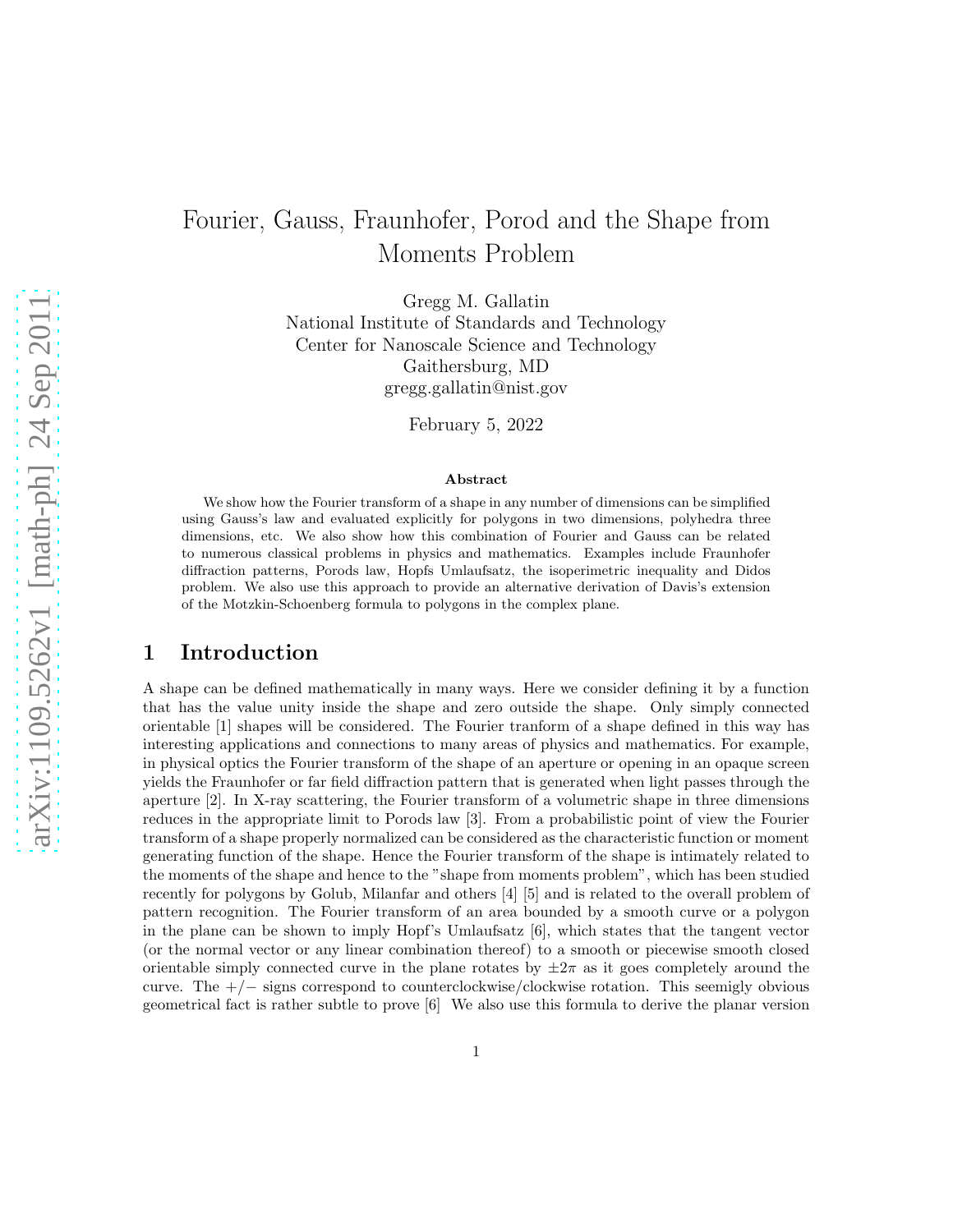# Fourier, Gauss, Fraunhofer, Porod and the Shape from Moments Problem

Gregg M. Gallatin
National Institute of Standards and Technology
Center for Nanoscale Science and Technology
Gaithersburg, MD
gregg.gallatin@nist.gov

February 5, 2022

### Abstract

We show how the Fourier transform of a shape in any number of dimensions can be simplified using Gauss's law and evaluated explicitly for polygons in two dimensions, polyhedra three dimensions, etc. We also show how this combination of Fourier and Gauss can be related to numerous classical problems in physics and mathematics. Examples include Fraunhofer diffraction patterns, Porods law, Hopfs Umlaufsatz, the isoperimetric inequality and Didos problem. We also use this approach to provide an alternative derivation of Davis's extension of the Motzkin-Schoenberg formula to polygons in the complex plane.

## 1 Introduction

A shape can be defined mathematically in many ways. Here we consider defining it by a function that has the value unity inside the shape and zero outside the shape. Only simply connected orientable [1] shapes will be considered. The Fourier tranform of a shape defined in this way has interesting applications and connections to many areas of physics and mathematics. For example, in physical optics the Fourier transform of the shape of an aperture or opening in an opaque screen yields the Fraunhofer or far field diffraction pattern that is generated when light passes through the aperture [2]. In X-ray scattering, the Fourier transform of a volumetric shape in three dimensions reduces in the appropriate limit to Porods law [3]. From a probabilistic point of view the Fourier transform of a shape properly normalized can be considered as the characteristic function or moment generating function of the shape. Hence the Fourier transform of the shape is intimately related to the moments of the shape and hence to the "shape from moments problem", which has been studied recently for polygons by Golub, Milanfar and others [4] [5] and is related to the overall problem of pattern recognition. The Fourier transform of an area bounded by a smooth curve or a polygon in the plane can be shown to imply Hopf's Umlaufsatz [6], which states that the tangent vector (or the normal vector or any linear combination thereof) to a smooth or piecewise smooth closed orientable simply connected curve in the plane rotates by $\pm 2\pi$ as it goes completely around the curve. The $+/-$ signs correspond to counterclockwise/clockwise rotation. This seemigly obvious geometrical fact is rather subtle to prove [6] We also use this formula to derive the planar version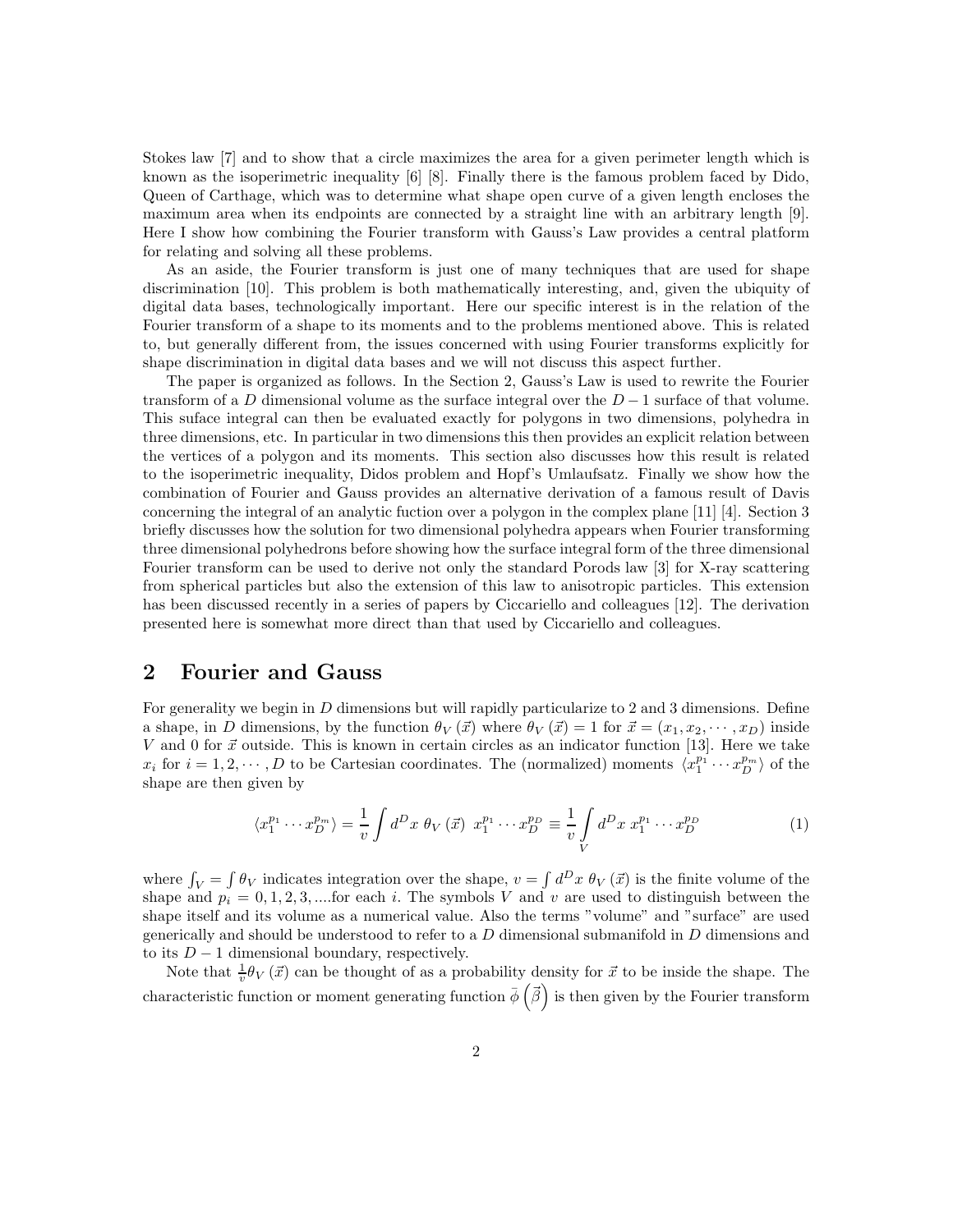Stokes law [7] and to show that a circle maximizes the area for a given perimeter length which is known as the isoperimetric inequality [6] [8]. Finally there is the famous problem faced by Dido, Queen of Carthage, which was to determine what shape open curve of a given length encloses the maximum area when its endpoints are connected by a straight line with an arbitrary length [9]. Here I show how combining the Fourier transform with Gauss's Law provides a central platform for relating and solving all these problems.

As an aside, the Fourier transform is just one of many techniques that are used for shape discrimination [10]. This problem is both mathematically interesting, and, given the ubiquity of digital data bases, technologically important. Here our specific interest is in the relation of the Fourier transform of a shape to its moments and to the problems mentioned above. This is related to, but generally different from, the issues concerned with using Fourier transforms explicitly for shape discrimination in digital data bases and we will not discuss this aspect further.

The paper is organized as follows. In the Section 2, Gauss's Law is used to rewrite the Fourier transform of a $D$ dimensional volume as the surface integral over the $D-1$ surface of that volume. This suface integral can then be evaluated exactly for polygons in two dimensions, polyhedra in three dimensions, etc. In particular in two dimensions this then provides an explicit relation between the vertices of a polygon and its moments. This section also discusses how this result is related to the isoperimetric inequality, Didos problem and Hopf's Umlaufsatz. Finally we show how the combination of Fourier and Gauss provides an alternative derivation of a famous result of Davis concerning the integral of an analytic fuction over a polygon in the complex plane [11] [4]. Section 3 briefly discusses how the solution for two dimensional polyhedra appears when Fourier transforming three dimensional polyhedrons before showing how the surface integral form of the three dimensional Fourier transform can be used to derive not only the standard Porods law [3] for X-ray scattering from spherical particles but also the extension of this law to anisotropic particles. This extension has been discussed recently in a series of papers by Ciccariello and colleagues [12]. The derivation presented here is somewhat more direct than that used by Ciccariello and colleagues.

## 2 Fourier and Gauss

For generality we begin in $D$ dimensions but will rapidly particularize to 2 and 3 dimensions. Define a shape, in $D$ dimensions, by the function $\theta_V(\vec{x})$ where $\theta_V(\vec{x}) = 1$ for $\vec{x} = (x_1, x_2, \cdots, x_D)$ inside $V$ and 0 for $\vec{x}$ outside. This is known in certain circles as an indicator function [13]. Here we take $x_i$ for $i = 1, 2, \cdots, D$ to be Cartesian coordinates. The (normalized) moments $\langle x_1^{p_1} \cdots x_D^{p_m} \rangle$ of the shape are then given by

$$\langle x_1^{p_1} \cdots x_D^{p_m} \rangle = \frac{1}{v} \int d^D x \; \theta_V(\vec{x}) \; x_1^{p_1} \cdots x_D^{p_D} \equiv \frac{1}{v} \int\limits_V d^D x \; x_1^{p_1} \cdots x_D^{p_D} \tag{1}$$

where $\int_V = \int \theta_V$ indicates integration over the shape, $v = \int d^D x \; \theta_V(\vec{x})$ is the finite volume of the shape and $p_i = 0, 1, 2, 3, ....$for each $i$. The symbols $V$ and $v$ are used to distinguish between the shape itself and its volume as a numerical value. Also the terms "volume" and "surface" are used generically and should be understood to refer to a $D$ dimensional submanifold in $D$ dimensions and to its $D-1$ dimensional boundary, respectively.

Note that $\frac{1}{v}\theta_V(\vec{x})$ can be thought of as a probability density for $\vec{x}$ to be inside the shape. The characteristic function or moment generating function $\bar{\phi}\left(\vec{\beta}\right)$ is then given by the Fourier transform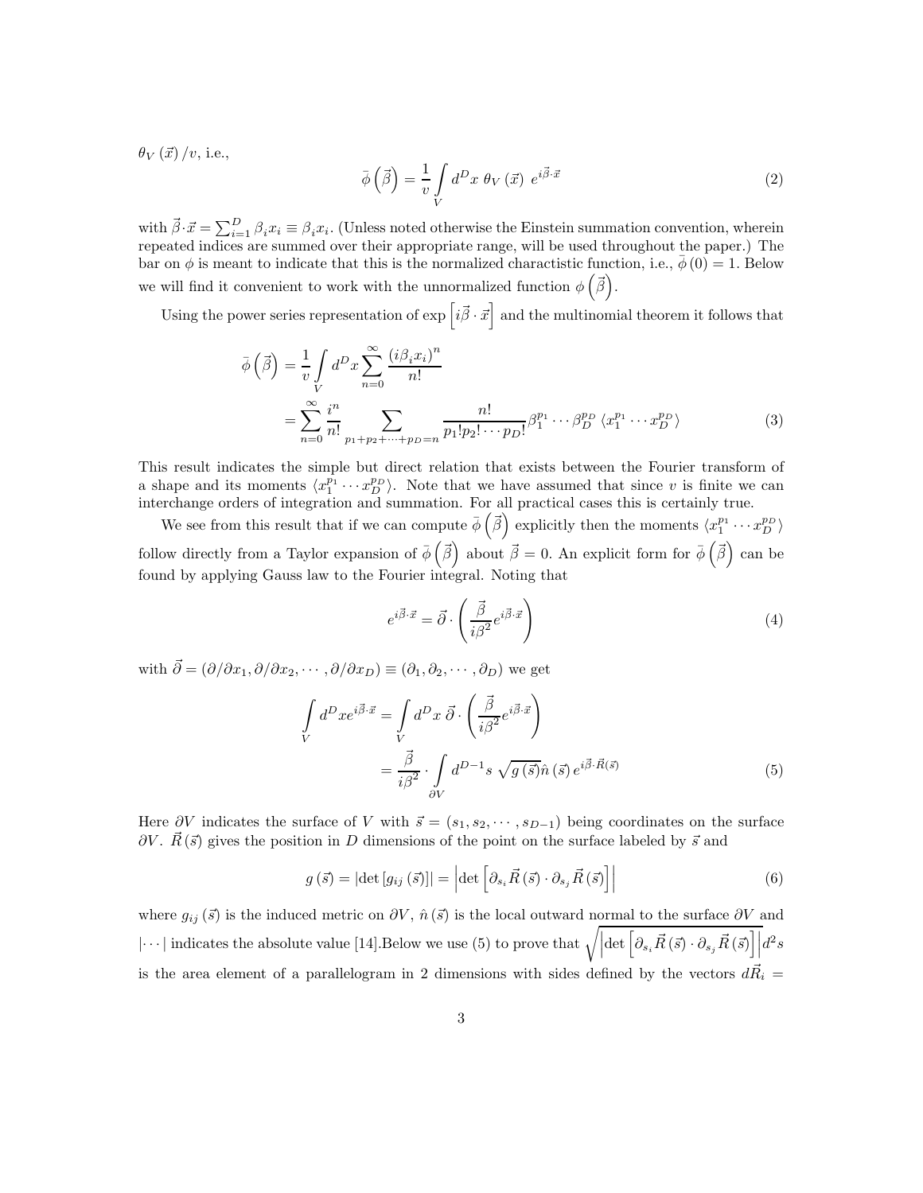$\theta_V(\vec{x})/v$, i.e.,

$$\bar{\phi}\left(\vec{\beta}\right) = \frac{1}{v}\int\limits_V d^D x \; \theta_V(\vec{x}) \; e^{i\vec{\beta}\cdot\vec{x}} \tag{2}$$

with $\vec{\beta}\cdot\vec{x} = \sum_{i=1}^{D}\beta_i x_i \equiv \beta_i x_i$. (Unless noted otherwise the Einstein summation convention, wherein repeated indices are summed over their appropriate range, will be used throughout the paper.) The bar on $\phi$ is meant to indicate that this is the normalized charactistic function, i.e., $\bar{\phi}(0) = 1$. Below we will find it convenient to work with the unnormalized function $\phi\left(\vec{\beta}\right)$.

Using the power series representation of $\exp\left[i\vec{\beta}\cdot\vec{x}\right]$ and the multinomial theorem it follows that

$$\begin{aligned}
\bar{\phi}\left(\vec{\beta}\right) &= \frac{1}{v}\int\limits_V d^D x \sum_{n=0}^{\infty}\frac{(i\beta_i x_i)^n}{n!} \\
&= \sum_{n=0}^{\infty}\frac{i^n}{n!}\sum_{p_1+p_2+\cdots+p_D=n}\frac{n!}{p_1!p_2!\cdots p_D!}\beta_1^{p_1}\cdots\beta_D^{p_D}\;\langle x_1^{p_1}\cdots x_D^{p_D}\rangle
\end{aligned} \tag{3}$$

This result indicates the simple but direct relation that exists between the Fourier transform of a shape and its moments $\langle x_1^{p_1}\cdots x_D^{p_D}\rangle$. Note that we have assumed that since $v$ is finite we can interchange orders of integration and summation. For all practical cases this is certainly true.

We see from this result that if we can compute $\bar{\phi}\left(\vec{\beta}\right)$ explicitly then the moments $\langle x_1^{p_1}\cdots x_D^{p_D}\rangle$ follow directly from a Taylor expansion of $\bar{\phi}\left(\vec{\beta}\right)$ about $\vec{\beta} = 0$. An explicit form for $\bar{\phi}\left(\vec{\beta}\right)$ can be found by applying Gauss law to the Fourier integral. Noting that

$$e^{i\vec{\beta}\cdot\vec{x}} = \vec{\partial}\cdot\left(\frac{\vec{\beta}}{i\beta^2}e^{i\vec{\beta}\cdot\vec{x}}\right) \tag{4}$$

with $\vec{\partial} = (\partial/\partial x_1, \partial/\partial x_2, \cdots, \partial/\partial x_D) \equiv (\partial_1, \partial_2, \cdots, \partial_D)$ we get

$$\begin{aligned}
\int\limits_V d^D x e^{i\vec{\beta}\cdot\vec{x}} &= \int\limits_V d^D x \; \vec{\partial}\cdot\left(\frac{\vec{\beta}}{i\beta^2}e^{i\vec{\beta}\cdot\vec{x}}\right) \\
&= \frac{\vec{\beta}}{i\beta^2}\cdot\int\limits_{\partial V} d^{D-1}s \; \sqrt{g(\vec{s})}\hat{n}(\vec{s})\, e^{i\vec{\beta}\cdot\vec{R}(\vec{s})}
\end{aligned} \tag{5}$$

Here $\partial V$ indicates the surface of $V$ with $\vec{s} = (s_1, s_2, \cdots, s_{D-1})$ being coordinates on the surface $\partial V$. $\vec{R}(\vec{s})$ gives the position in $D$ dimensions of the point on the surface labeled by $\vec{s}$ and

$$g(\vec{s}) = \left|\det\left[g_{ij}(\vec{s})\right]\right| = \left|\det\left[\partial_{s_i}\vec{R}(\vec{s})\cdot\partial_{s_j}\vec{R}(\vec{s})\right]\right| \tag{6}$$

where $g_{ij}(\vec{s})$ is the induced metric on $\partial V$, $\hat{n}(\vec{s})$ is the local outward normal to the surface $\partial V$ and $|\cdots|$ indicates the absolute value [14].Below we use (5) to prove that $\sqrt{\left|\det\left[\partial_{s_i}\vec{R}(\vec{s})\cdot\partial_{s_j}\vec{R}(\vec{s})\right]\right|}d^2s$ is the area element of a parallelogram in 2 dimensions with sides defined by the vectors $d\vec{R}_i =$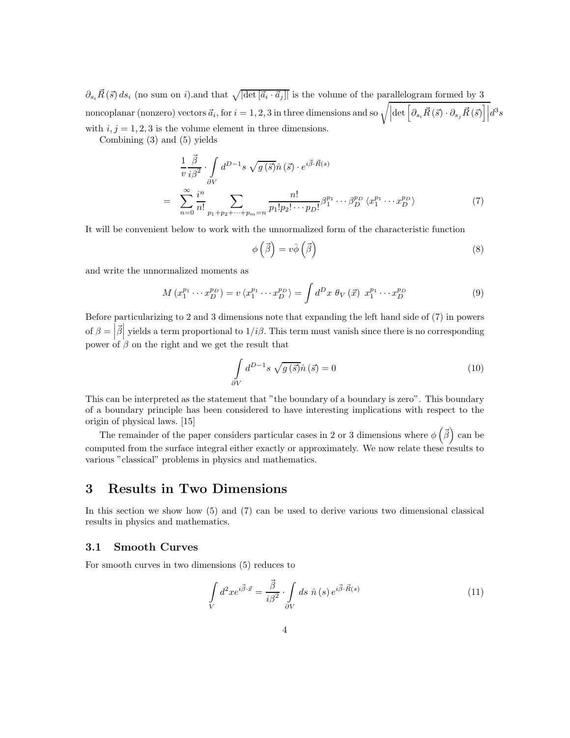$\partial_{s_i} \vec{R}(\vec{s})\, ds_i$ (no sum on $i$).and that $\sqrt{|\det[\vec{a}_i \cdot \vec{a}_j]|}$ is the volume of the parallelogram formed by 3 noncoplanar (nonzero) vectors $\vec{a}_i$, for $i = 1, 2, 3$ in three dimensions and so $\sqrt{\left|\det\left[\partial_{s_i} \vec{R}(\vec{s}) \cdot \partial_{s_j} \vec{R}(\vec{s})\right]\right|} d^3 s$ with $i, j = 1, 2, 3$ is the volume element in three dimensions.

Combining (3) and (5) yields

$$
\begin{aligned}
&\frac{1}{v} \frac{\vec{\beta}}{i\beta^2} \cdot \int\limits_{\partial V} d^{D-1}s \ \sqrt{g(\vec{s})} \hat{n}(\vec{s}) \cdot e^{i\vec{\beta}\cdot\vec{R}(s)} \\
= \ & \sum_{n=0}^{\infty} \frac{i^n}{n!} \sum_{p_1+p_2+\cdots+p_m=n} \frac{n!}{p_1! p_2! \cdots p_D!} \beta_1^{p_1} \cdots \beta_D^{p_D} \left\langle x_1^{p_1} \cdots x_D^{p_D} \right\rangle
\end{aligned}
\tag{7}
$$

It will be convenient below to work with the unnormalized form of the characteristic function

$$
\phi\left(\vec{\beta}\right) = v\bar{\phi}\left(\vec{\beta}\right) \tag{8}
$$

and write the unnormalized moments as

$$
M\left(x_1^{p_1} \cdots x_D^{p_D}\right) = v \left\langle x_1^{p_1} \cdots x_D^{p_D} \right\rangle = \int d^D x \ \theta_V(\vec{x}) \ x_1^{p_1} \cdots x_D^{p_D} \tag{9}
$$

Before particularizing to 2 and 3 dimensions note that expanding the left hand side of (7) in powers of $\beta = \left|\vec{\beta}\right|$ yields a term proportional to $1/i\beta$. This term must vanish since there is no corresponding power of $\beta$ on the right and we get the result that

$$
\int\limits_{\partial V} d^{D-1}s \ \sqrt{g(\vec{s})} \hat{n}(\vec{s}) = 0 \tag{10}
$$

This can be interpreted as the statement that "the boundary of a boundary is zero". This boundary of a boundary principle has been considered to have interesting implications with respect to the origin of physical laws. [15]

The remainder of the paper considers particular cases in 2 or 3 dimensions where $\phi\left(\vec{\beta}\right)$ can be computed from the surface integral either exactly or approximately. We now relate these results to various "classical" problems in physics and mathematics.

# 3 Results in Two Dimensions

In this section we show how (5) and (7) can be used to derive various two dimensional classical results in physics and mathematics.

## 3.1 Smooth Curves

For smooth curves in two dimensions (5) reduces to

$$
\int\limits_{V} d^2 x e^{i\vec{\beta}\cdot\vec{x}} = \frac{\vec{\beta}}{i\beta^2} \cdot \int\limits_{\partial V} ds \ \hat{n}(s) e^{i\vec{\beta}\cdot\vec{R}(s)} \tag{11}
$$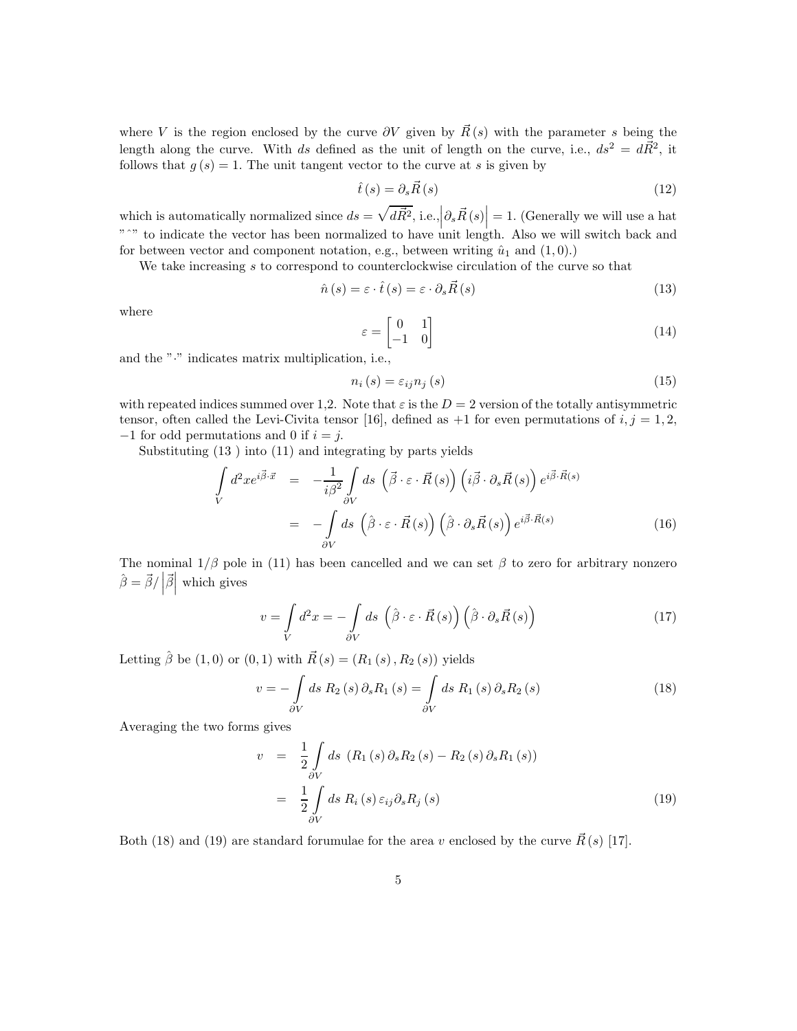where $V$ is the region enclosed by the curve $\partial V$ given by $\vec{R}(s)$ with the parameter $s$ being the length along the curve. With $ds$ defined as the unit of length on the curve, i.e., $ds^2 = d\vec{R}^2$, it follows that $g(s) = 1$. The unit tangent vector to the curve at $s$ is given by

$$\hat{t}(s) = \partial_s \vec{R}(s) \tag{12}$$

which is automatically normalized since $ds = \sqrt{d\vec{R}^2}$, i.e.,$\left|\partial_s \vec{R}(s)\right| = 1$. (Generally we will use a hat "$\hat{\ }$" to indicate the vector has been normalized to have unit length. Also we will switch back and for between vector and component notation, e.g., between writing $\hat{u}_1$ and $(1,0)$.)

We take increasing $s$ to correspond to counterclockwise circulation of the curve so that

$$\hat{n}(s) = \varepsilon \cdot \hat{t}(s) = \varepsilon \cdot \partial_s \vec{R}(s) \tag{13}$$

where

$$\varepsilon = \begin{bmatrix} 0 & 1 \\ -1 & 0 \end{bmatrix} \tag{14}$$

and the "$\cdot$" indicates matrix multiplication, i.e.,

$$n_i(s) = \varepsilon_{ij} n_j(s) \tag{15}$$

with repeated indices summed over 1,2. Note that $\varepsilon$ is the $D = 2$ version of the totally antisymmetric tensor, often called the Levi-Civita tensor [16], defined as $+1$ for even permutations of $i, j = 1, 2$, $-1$ for odd permutations and 0 if $i = j$.

Substituting (13 ) into (11) and integrating by parts yields

$$\begin{aligned} \int\limits_V d^2x e^{i\vec{\beta}\cdot\vec{x}} &= -\frac{1}{i\beta^2} \int\limits_{\partial V} ds \left(\vec{\beta} \cdot \varepsilon \cdot \vec{R}(s)\right) \left(i\vec{\beta} \cdot \partial_s \vec{R}(s)\right) e^{i\vec{\beta}\cdot\vec{R}(s)} \\ &= -\int\limits_{\partial V} ds \left(\hat{\beta} \cdot \varepsilon \cdot \vec{R}(s)\right) \left(\hat{\beta} \cdot \partial_s \vec{R}(s)\right) e^{i\vec{\beta}\cdot\vec{R}(s)} \end{aligned} \tag{16}$$

The nominal $1/\beta$ pole in (11) has been cancelled and we can set $\beta$ to zero for arbitrary nonzero $\hat{\beta} = \vec{\beta}/\left|\vec{\beta}\right|$ which gives

$$v = \int\limits_V d^2x = -\int\limits_{\partial V} ds \left(\hat{\beta} \cdot \varepsilon \cdot \vec{R}(s)\right) \left(\hat{\beta} \cdot \partial_s \vec{R}(s)\right) \tag{17}$$

Letting $\hat{\beta}$ be $(1,0)$ or $(0,1)$ with $\vec{R}(s) = (R_1(s), R_2(s))$ yields

$$v = -\int\limits_{\partial V} ds\, R_2(s)\, \partial_s R_1(s) = \int\limits_{\partial V} ds\, R_1(s)\, \partial_s R_2(s) \tag{18}$$

Averaging the two forms gives

$$\begin{aligned} v &= \frac{1}{2} \int\limits_{\partial V} ds\, \left(R_1(s)\, \partial_s R_2(s) - R_2(s)\, \partial_s R_1(s)\right) \\ &= \frac{1}{2} \int\limits_{\partial V} ds\, R_i(s)\, \varepsilon_{ij} \partial_s R_j(s) \end{aligned} \tag{19}$$

Both (18) and (19) are standard forumulae for the area $v$ enclosed by the curve $\vec{R}(s)$ [17].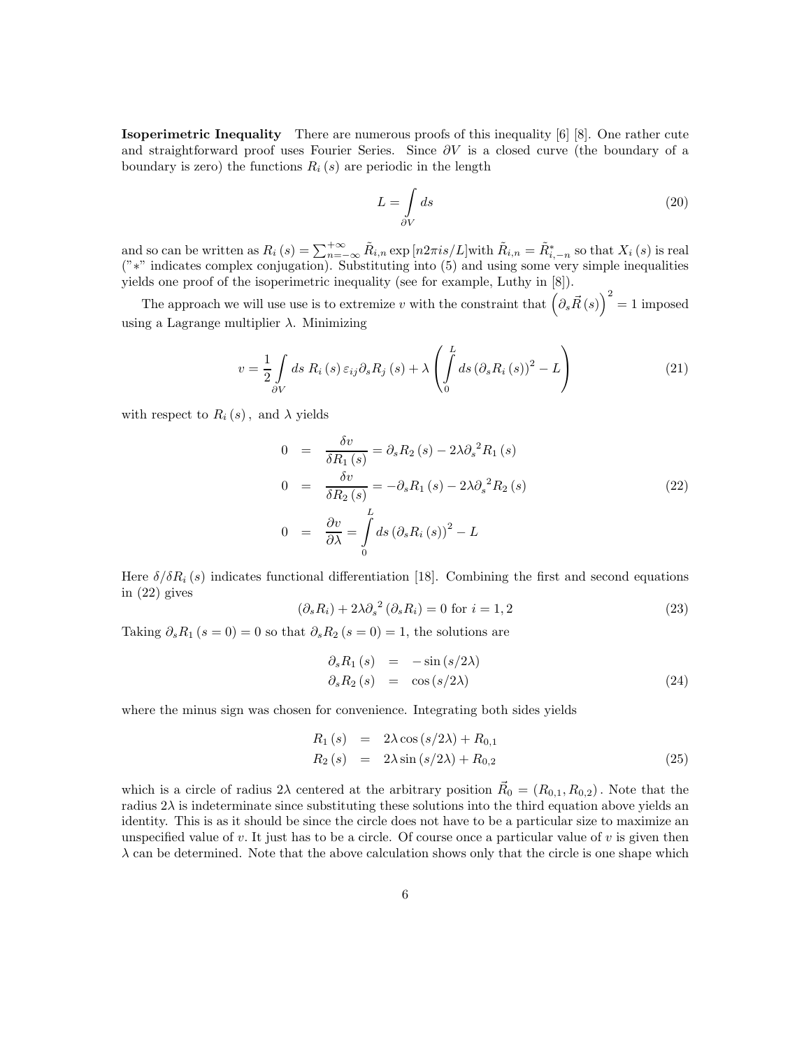**Isoperimetric Inequality** There are numerous proofs of this inequality [6] [8]. One rather cute and straightforward proof uses Fourier Series. Since $\partial V$ is a closed curve (the boundary of a boundary is zero) the functions $R_i(s)$ are periodic in the length

$$L = \int\limits_{\partial V} ds \tag{20}$$

and so can be written as $R_i(s) = \sum_{n=-\infty}^{+\infty} \tilde{R}_{i,n} \exp[n2\pi i s/L]$with $\tilde{R}_{i,n} = \tilde{R}^*_{i,-n}$ so that $X_i(s)$ is real ("$*$" indicates complex conjugation). Substituting into (5) and using some very simple inequalities yields one proof of the isoperimetric inequality (see for example, Luthy in [8]).

The approach we will use use is to extremize $v$ with the constraint that $\left(\partial_s \vec{R}(s)\right)^2 = 1$ imposed using a Lagrange multiplier $\lambda$. Minimizing

$$v = \frac{1}{2} \int\limits_{\partial V} ds\ R_i(s)\, \varepsilon_{ij} \partial_s R_j(s) + \lambda \left( \int\limits_0^L ds\, (\partial_s R_i(s))^2 - L \right) \tag{21}$$

with respect to $R_i(s)$, and $\lambda$ yields

$$\begin{aligned}
0 &= \frac{\delta v}{\delta R_1(s)} = \partial_s R_2(s) - 2\lambda {\partial_s}^2 R_1(s) \\
0 &= \frac{\delta v}{\delta R_2(s)} = -\partial_s R_1(s) - 2\lambda {\partial_s}^2 R_2(s) \\
0 &= \frac{\partial v}{\partial \lambda} = \int\limits_0^L ds\, (\partial_s R_i(s))^2 - L
\end{aligned} \tag{22}$$

Here $\delta/\delta R_i(s)$ indicates functional differentiation [18]. Combining the first and second equations in (22) gives

$$(\partial_s R_i) + 2\lambda {\partial_s}^2 (\partial_s R_i) = 0 \text{ for } i = 1, 2 \tag{23}$$

Taking $\partial_s R_1(s=0) = 0$ so that $\partial_s R_2(s=0) = 1$, the solutions are

$$\begin{aligned}
\partial_s R_1(s) &= -\sin(s/2\lambda) \\
\partial_s R_2(s) &= \cos(s/2\lambda)
\end{aligned} \tag{24}$$

where the minus sign was chosen for convenience. Integrating both sides yields

$$\begin{aligned}
R_1(s) &= 2\lambda \cos(s/2\lambda) + R_{0,1} \\
R_2(s) &= 2\lambda \sin(s/2\lambda) + R_{0,2}
\end{aligned} \tag{25}$$

which is a circle of radius $2\lambda$ centered at the arbitrary position $\vec{R}_0 = (R_{0,1}, R_{0,2})$. Note that the radius $2\lambda$ is indeterminate since substituting these solutions into the third equation above yields an identity. This is as it should be since the circle does not have to be a particular size to maximize an unspecified value of $v$. It just has to be a circle. Of course once a particular value of $v$ is given then $\lambda$ can be determined. Note that the above calculation shows only that the circle is one shape which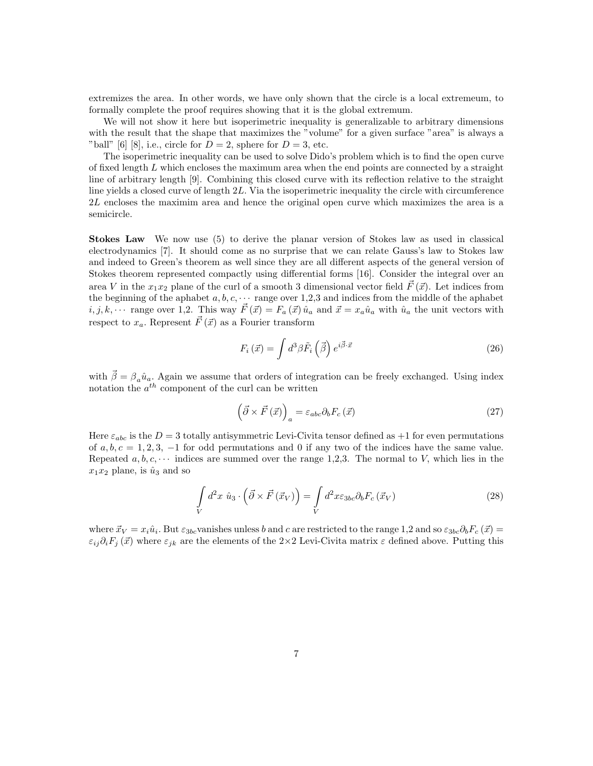extremizes the area. In other words, we have only shown that the circle is a local extremeum, to formally complete the proof requires showing that it is the global extremum.

We will not show it here but isoperimetric inequality is generalizable to arbitrary dimensions with the result that the shape that maximizes the "volume" for a given surface "area" is always a "ball" [6] [8], i.e., circle for $D = 2$, sphere for $D = 3$, etc.

The isoperimetric inequality can be used to solve Dido's problem which is to find the open curve of fixed length $L$ which encloses the maximum area when the end points are connected by a straight line of arbitrary length [9]. Combining this closed curve with its reflection relative to the straight line yields a closed curve of length $2L$. Via the isoperimetric inequality the circle with circumference $2L$ encloses the maximim area and hence the original open curve which maximizes the area is a semicircle.

**Stokes Law** We now use (5) to derive the planar version of Stokes law as used in classical electrodynamics [7]. It should come as no surprise that we can relate Gauss's law to Stokes law and indeed to Green's theorem as well since they are all different aspects of the general version of Stokes theorem represented compactly using differential forms [16]. Consider the integral over an area $V$ in the $x_1x_2$ plane of the curl of a smooth 3 dimensional vector field $\vec{F}(\vec{x})$. Let indices from the beginning of the aphabet $a, b, c, \cdots$ range over 1,2,3 and indices from the middle of the aphabet $i, j, k, \cdots$ range over 1,2. This way $\vec{F}(\vec{x}) = F_a(\vec{x})\,\hat{u}_a$ and $\vec{x} = x_a\hat{u}_a$ with $\hat{u}_a$ the unit vectors with respect to $x_a$. Represent $\vec{F}(\vec{x})$ as a Fourier transform

$$F_i(\vec{x}) = \int d^3\beta \tilde{F}_i\left(\vec{\beta}\right) e^{i\vec{\beta}\cdot\vec{x}} \tag{26}$$

with $\vec{\beta} = \beta_a\hat{u}_a$. Again we assume that orders of integration can be freely exchanged. Using index notation the $a^{th}$ component of the curl can be written

$$\left(\vec{\partial} \times \vec{F}(\vec{x})\right)_a = \varepsilon_{abc}\partial_b F_c(\vec{x}) \tag{27}$$

Here $\varepsilon_{abc}$ is the $D = 3$ totally antisymmetric Levi-Civita tensor defined as $+1$ for even permutations of $a, b, c = 1, 2, 3$, $-1$ for odd permutations and 0 if any two of the indices have the same value. Repeated $a, b, c, \cdots$ indices are summed over the range 1,2,3. The normal to $V$, which lies in the $x_1x_2$ plane, is $\hat{u}_3$ and so

$$\int\limits_V d^2x \;\hat{u}_3 \cdot \left(\vec{\partial} \times \vec{F}(\vec{x}_V)\right) = \int\limits_V d^2x \varepsilon_{3bc}\partial_b F_c(\vec{x}_V) \tag{28}$$

where $\vec{x}_V = x_i\hat{u}_i$. But $\varepsilon_{3bc}$vanishes unless $b$ and $c$ are restricted to the range 1,2 and so $\varepsilon_{3bc}\partial_b F_c(\vec{x}) = \varepsilon_{ij}\partial_i F_j(\vec{x})$ where $\varepsilon_{jk}$ are the elements of the $2\times 2$ Levi-Civita matrix $\varepsilon$ defined above. Putting this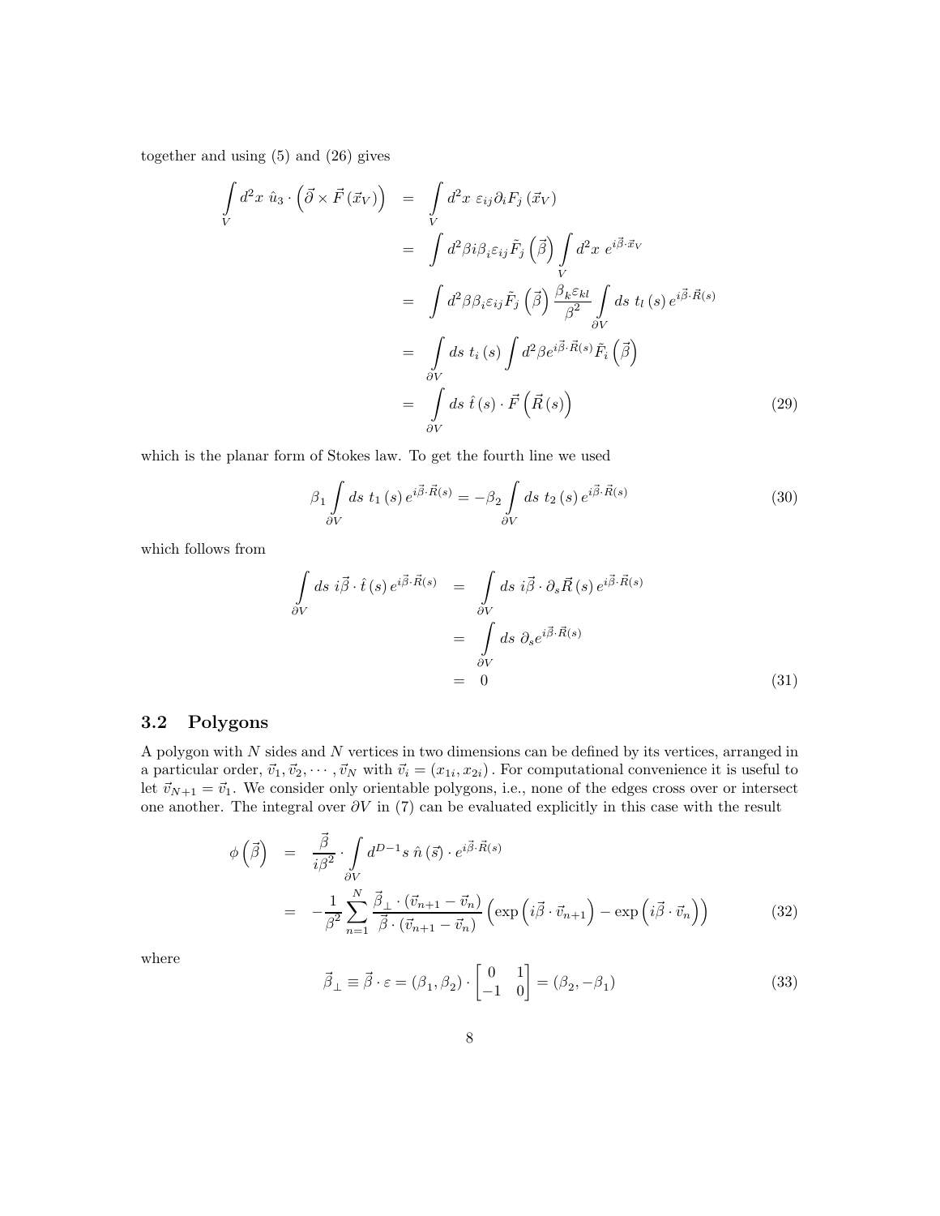together and using (5) and (26) gives

$$
\begin{aligned}
\int_V d^2x \; \hat{u}_3 \cdot \left( \vec{\partial} \times \vec{F}\left(\vec{x}_V\right) \right) &= \int_V d^2x \; \varepsilon_{ij} \partial_i F_j \left(\vec{x}_V\right) \\
&= \int d^2\beta i \beta_i \varepsilon_{ij} \tilde{F}_j \left(\vec{\beta}\right) \int_V d^2x \; e^{i\vec{\beta}\cdot\vec{x}_V} \\
&= \int d^2\beta \beta_i \varepsilon_{ij} \tilde{F}_j \left(\vec{\beta}\right) \frac{\beta_k \varepsilon_{kl}}{\beta^2} \int_{\partial V} ds \; t_l\left(s\right) e^{i\vec{\beta}\cdot\vec{R}(s)} \\
&= \int_{\partial V} ds \; t_i\left(s\right) \int d^2\beta e^{i\vec{\beta}\cdot\vec{R}(s)} \tilde{F}_i \left(\vec{\beta}\right) \\
&= \int_{\partial V} ds \; \hat{t}\left(s\right) \cdot \vec{F}\left(\vec{R}\left(s\right)\right)
\end{aligned} \tag{29}
$$

which is the planar form of Stokes law. To get the fourth line we used

$$
\beta_1 \int_{\partial V} ds \; t_1\left(s\right) e^{i\vec{\beta}\cdot\vec{R}(s)} = -\beta_2 \int_{\partial V} ds \; t_2\left(s\right) e^{i\vec{\beta}\cdot\vec{R}(s)} \tag{30}
$$

which follows from

$$
\begin{aligned}
\int_{\partial V} ds \; i\vec{\beta}\cdot\hat{t}\left(s\right) e^{i\vec{\beta}\cdot\vec{R}(s)} &= \int_{\partial V} ds \; i\vec{\beta}\cdot\partial_s \vec{R}\left(s\right) e^{i\vec{\beta}\cdot\vec{R}(s)} \\
&= \int_{\partial V} ds \; \partial_s e^{i\vec{\beta}\cdot\vec{R}(s)} \\
&= 0
\end{aligned} \tag{31}
$$

## 3.2 Polygons

A polygon with $N$ sides and $N$ vertices in two dimensions can be defined by its vertices, arranged in a particular order, $\vec{v}_1, \vec{v}_2, \cdots, \vec{v}_N$ with $\vec{v}_i = \left(x_{1i}, x_{2i}\right)$. For computational convenience it is useful to let $\vec{v}_{N+1} = \vec{v}_1$. We consider only orientable polygons, i.e., none of the edges cross over or intersect one another. The integral over $\partial V$ in (7) can be evaluated explicitly in this case with the result

$$
\begin{aligned}
\phi\left(\vec{\beta}\right) &= \frac{\vec{\beta}}{i\beta^2} \cdot \int_{\partial V} d^{D-1}s \; \hat{n}\left(\vec{s}\right) \cdot e^{i\vec{\beta}\cdot\vec{R}(s)} \\
&= -\frac{1}{\beta^2} \sum_{n=1}^{N} \frac{\vec{\beta}_\perp \cdot \left(\vec{v}_{n+1} - \vec{v}_n\right)}{\vec{\beta}\cdot\left(\vec{v}_{n+1} - \vec{v}_n\right)} \left( \exp\left(i\vec{\beta}\cdot\vec{v}_{n+1}\right) - \exp\left(i\vec{\beta}\cdot\vec{v}_n\right) \right)
\end{aligned} \tag{32}
$$

where

$$
\vec{\beta}_\perp \equiv \vec{\beta}\cdot\varepsilon = \left(\beta_1, \beta_2\right) \cdot \begin{bmatrix} 0 & 1 \\ -1 & 0 \end{bmatrix} = \left(\beta_2, -\beta_1\right) \tag{33}
$$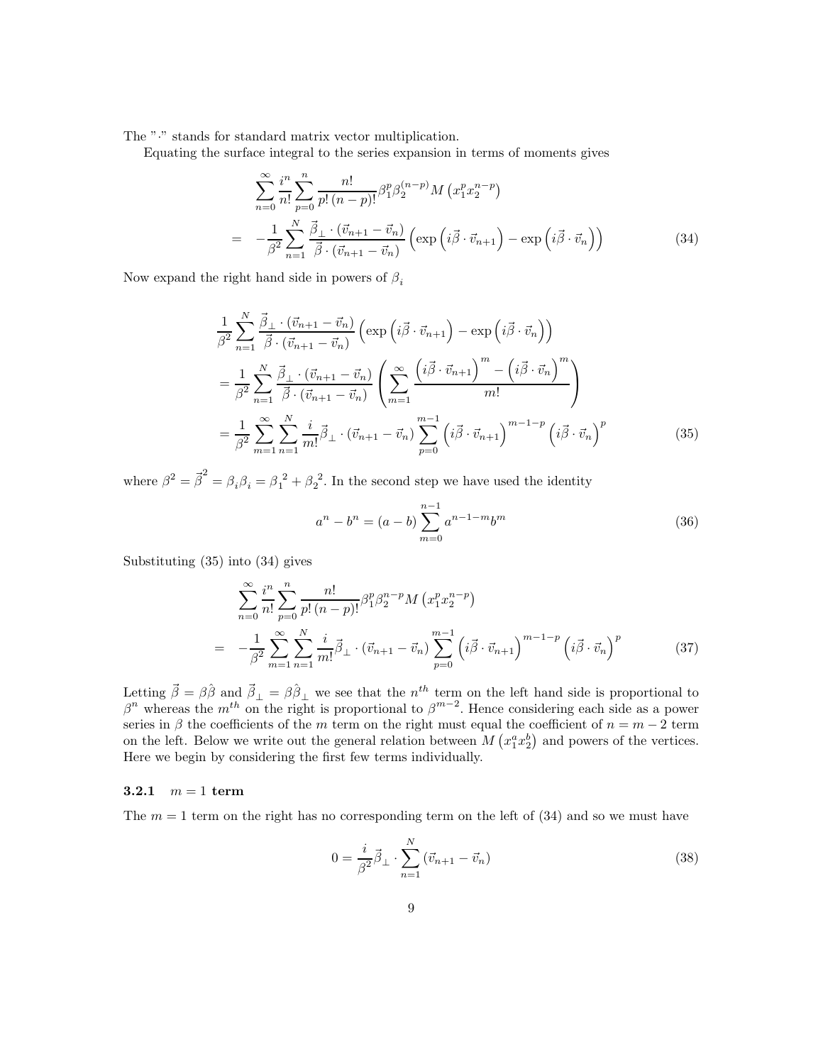The "$\cdot$" stands for standard matrix vector multiplication.

Equating the surface integral to the series expansion in terms of moments gives

$$
\begin{aligned}
&\sum_{n=0}^{\infty} \frac{i^n}{n!} \sum_{p=0}^{n} \frac{n!}{p!\,(n-p)!} \beta_1^p \beta_2^{(n-p)} M\left(x_1^p x_2^{n-p}\right) \\
= \quad & -\frac{1}{\beta^2} \sum_{n=1}^{N} \frac{\vec{\beta}_{\perp} \cdot (\vec{v}_{n+1} - \vec{v}_n)}{\vec{\beta} \cdot (\vec{v}_{n+1} - \vec{v}_n)} \left( \exp\left(i\vec{\beta} \cdot \vec{v}_{n+1}\right) - \exp\left(i\vec{\beta} \cdot \vec{v}_n\right) \right)
\end{aligned}
\tag{34}
$$

Now expand the right hand side in powers of $\beta_i$

$$
\begin{aligned}
&\frac{1}{\beta^2} \sum_{n=1}^{N} \frac{\vec{\beta}_{\perp} \cdot (\vec{v}_{n+1} - \vec{v}_n)}{\vec{\beta} \cdot (\vec{v}_{n+1} - \vec{v}_n)} \left( \exp\left(i\vec{\beta} \cdot \vec{v}_{n+1}\right) - \exp\left(i\vec{\beta} \cdot \vec{v}_n\right) \right) \\
&= \frac{1}{\beta^2} \sum_{n=1}^{N} \frac{\vec{\beta}_{\perp} \cdot (\vec{v}_{n+1} - \vec{v}_n)}{\vec{\beta} \cdot (\vec{v}_{n+1} - \vec{v}_n)} \left( \sum_{m=1}^{\infty} \frac{\left(i\vec{\beta} \cdot \vec{v}_{n+1}\right)^m - \left(i\vec{\beta} \cdot \vec{v}_n\right)^m}{m!} \right) \\
&= \frac{1}{\beta^2} \sum_{m=1}^{\infty} \sum_{n=1}^{N} \frac{i}{m!} \vec{\beta}_{\perp} \cdot (\vec{v}_{n+1} - \vec{v}_n) \sum_{p=0}^{m-1} \left(i\vec{\beta} \cdot \vec{v}_{n+1}\right)^{m-1-p} \left(i\vec{\beta} \cdot \vec{v}_n\right)^p
\end{aligned}
\tag{35}
$$

where $\beta^2 = \vec{\beta}^2 = \beta_i \beta_i = {\beta_1}^2 + {\beta_2}^2$. In the second step we have used the identity

$$
a^n - b^n = (a-b) \sum_{m=0}^{n-1} a^{n-1-m} b^m
\tag{36}
$$

Substituting (35) into (34) gives

$$
\begin{aligned}
&\sum_{n=0}^{\infty} \frac{i^n}{n!} \sum_{p=0}^{n} \frac{n!}{p!\,(n-p)!} \beta_1^p \beta_2^{n-p} M\left(x_1^p x_2^{n-p}\right) \\
= \quad & -\frac{1}{\beta^2} \sum_{m=1}^{\infty} \sum_{n=1}^{N} \frac{i}{m!} \vec{\beta}_{\perp} \cdot (\vec{v}_{n+1} - \vec{v}_n) \sum_{p=0}^{m-1} \left(i\vec{\beta} \cdot \vec{v}_{n+1}\right)^{m-1-p} \left(i\vec{\beta} \cdot \vec{v}_n\right)^p
\end{aligned}
\tag{37}
$$

Letting $\vec{\beta} = \beta\hat{\beta}$ and $\vec{\beta}_{\perp} = \beta\hat{\beta}_{\perp}$ we see that the $n^{th}$ term on the left hand side is proportional to $\beta^n$ whereas the $m^{th}$ on the right is proportional to $\beta^{m-2}$. Hence considering each side as a power series in $\beta$ the coefficients of the $m$ term on the right must equal the coefficient of $n = m-2$ term on the left. Below we write out the general relation between $M\left(x_1^a x_2^b\right)$ and powers of the vertices. Here we begin by considering the first few terms individually.

### 3.2.1 $m = 1$ term

The $m = 1$ term on the right has no corresponding term on the left of (34) and so we must have

$$
0 = \frac{i}{\beta^2} \vec{\beta}_{\perp} \cdot \sum_{n=1}^{N} (\vec{v}_{n+1} - \vec{v}_n)
\tag{38}
$$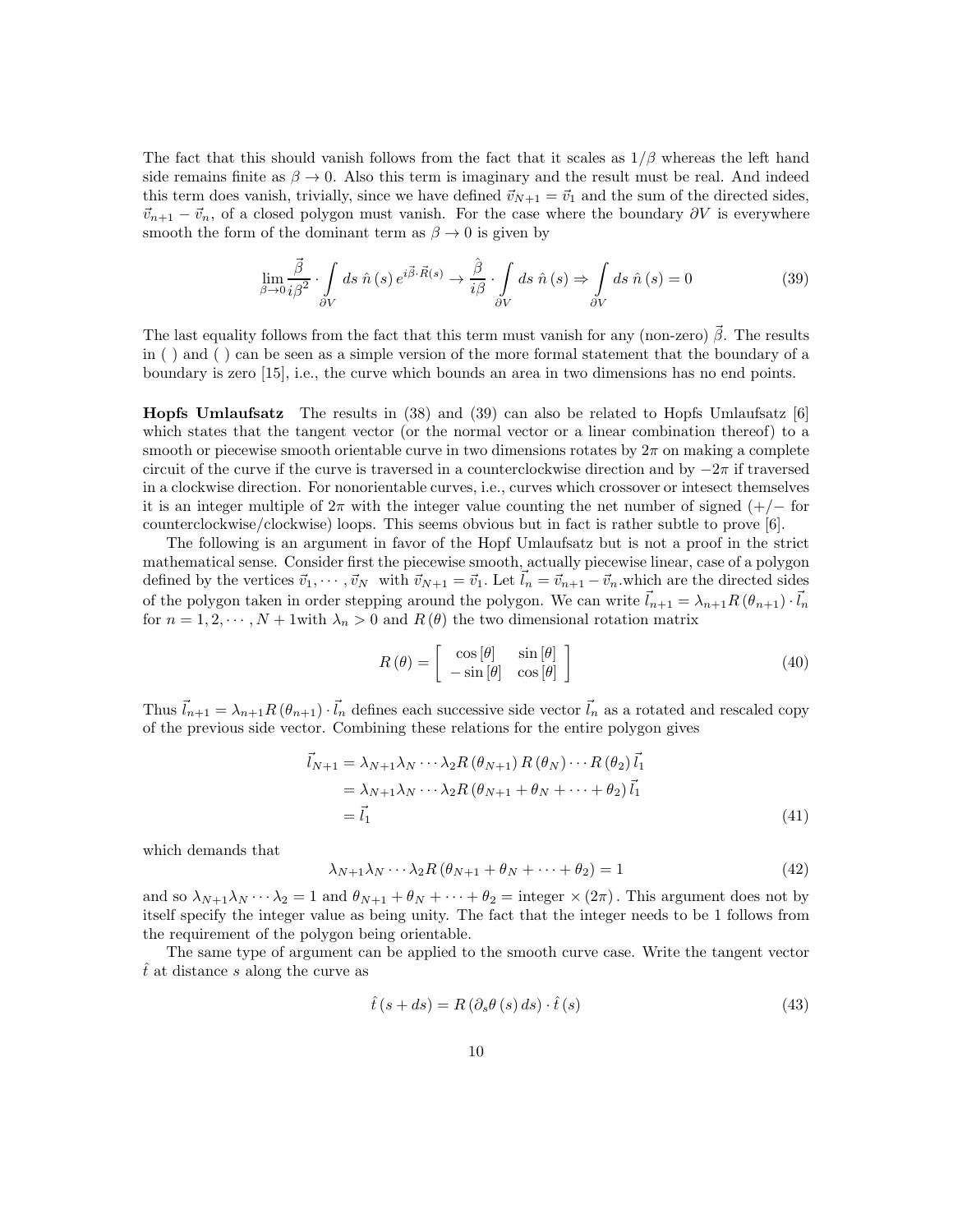The fact that this should vanish follows from the fact that it scales as $1/\beta$ whereas the left hand side remains finite as $\beta \to 0$. Also this term is imaginary and the result must be real. And indeed this term does vanish, trivially, since we have defined $\vec{v}_{N+1} = \vec{v}_1$ and the sum of the directed sides, $\vec{v}_{n+1} - \vec{v}_n$, of a closed polygon must vanish. For the case where the boundary $\partial V$ is everywhere smooth the form of the dominant term as $\beta \to 0$ is given by

$$\lim_{\beta \to 0} \frac{\vec{\beta}}{i\beta^2} \cdot \int\limits_{\partial V} ds\ \hat{n}(s)\, e^{i\vec{\beta}\cdot\vec{R}(s)} \to \frac{\hat{\beta}}{i\beta} \cdot \int\limits_{\partial V} ds\ \hat{n}(s) \Rightarrow \int\limits_{\partial V} ds\ \hat{n}(s) = 0 \tag{39}$$

The last equality follows from the fact that this term must vanish for any (non-zero) $\vec{\beta}$. The results in ( ) and ( ) can be seen as a simple version of the more formal statement that the boundary of a boundary is zero [15], i.e., the curve which bounds an area in two dimensions has no end points.

**Hopfs Umlaufsatz** The results in (38) and (39) can also be related to Hopfs Umlaufsatz [6] which states that the tangent vector (or the normal vector or a linear combination thereof) to a smooth or piecewise smooth orientable curve in two dimensions rotates by $2\pi$ on making a complete circuit of the curve if the curve is traversed in a counterclockwise direction and by $-2\pi$ if traversed in a clockwise direction. For nonorientable curves, i.e., curves which crossover or intesect themselves it is an integer multiple of $2\pi$ with the integer value counting the net number of signed ($+/-$ for counterclockwise/clockwise) loops. This seems obvious but in fact is rather subtle to prove [6].

The following is an argument in favor of the Hopf Umlaufsatz but is not a proof in the strict mathematical sense. Consider first the piecewise smooth, actually piecewise linear, case of a polygon defined by the vertices $\vec{v}_1, \cdots, \vec{v}_N$ with $\vec{v}_{N+1} = \vec{v}_1$. Let $\vec{l}_n = \vec{v}_{n+1} - \vec{v}_n$.which are the directed sides of the polygon taken in order stepping around the polygon. We can write $\vec{l}_{n+1} = \lambda_{n+1} R(\theta_{n+1}) \cdot \vec{l}_n$ for $n = 1, 2, \cdots, N+1$with $\lambda_n > 0$ and $R(\theta)$ the two dimensional rotation matrix

$$R(\theta) = \left[ \begin{array}{cc} \cos[\theta] & \sin[\theta] \\ -\sin[\theta] & \cos[\theta] \end{array} \right] \tag{40}$$

Thus $\vec{l}_{n+1} = \lambda_{n+1} R(\theta_{n+1}) \cdot \vec{l}_n$ defines each successive side vector $\vec{l}_n$ as a rotated and rescaled copy of the previous side vector. Combining these relations for the entire polygon gives

$$\begin{aligned}
\vec{l}_{N+1} &= \lambda_{N+1}\lambda_N \cdots \lambda_2 R(\theta_{N+1}) R(\theta_N) \cdots R(\theta_2) \vec{l}_1 \\
&= \lambda_{N+1}\lambda_N \cdots \lambda_2 R(\theta_{N+1} + \theta_N + \cdots + \theta_2) \vec{l}_1 \\
&= \vec{l}_1
\end{aligned} \tag{41}$$

which demands that

$$\lambda_{N+1}\lambda_N \cdots \lambda_2 R(\theta_{N+1} + \theta_N + \cdots + \theta_2) = 1 \tag{42}$$

and so $\lambda_{N+1}\lambda_N \cdots \lambda_2 = 1$ and $\theta_{N+1} + \theta_N + \cdots + \theta_2 = \text{integer} \times (2\pi)$. This argument does not by itself specify the integer value as being unity. The fact that the integer needs to be 1 follows from the requirement of the polygon being orientable.

The same type of argument can be applied to the smooth curve case. Write the tangent vector $\hat{t}$ at distance $s$ along the curve as

$$\hat{t}(s + ds) = R(\partial_s \theta(s)\, ds) \cdot \hat{t}(s) \tag{43}$$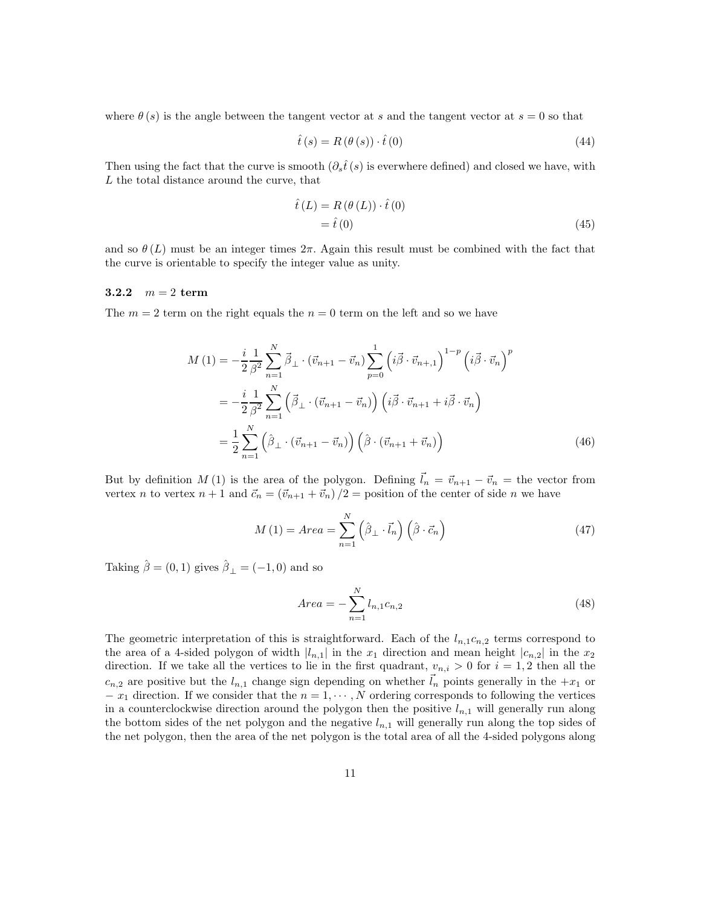where $\theta(s)$ is the angle between the tangent vector at $s$ and the tangent vector at $s = 0$ so that

$$\hat{t}(s) = R(\theta(s)) \cdot \hat{t}(0) \tag{44}$$

Then using the fact that the curve is smooth ($\partial_s \hat{t}(s)$ is everwhere defined) and closed we have, with $L$ the total distance around the curve, that

$$\begin{aligned}\hat{t}(L) &= R(\theta(L)) \cdot \hat{t}(0) \\ &= \hat{t}(0)\end{aligned} \tag{45}$$

and so $\theta(L)$ must be an integer times $2\pi$. Again this result must be combined with the fact that the curve is orientable to specify the integer value as unity.

### 3.2.2 $m = 2$ term

The $m = 2$ term on the right equals the $n = 0$ term on the left and so we have

$$\begin{aligned}M(1) &= -\frac{i}{2}\frac{1}{\beta^2}\sum_{n=1}^{N}\vec{\beta}_{\perp}\cdot(\vec{v}_{n+1}-\vec{v}_n)\sum_{p=0}^{1}\left(i\vec{\beta}\cdot\vec{v}_{n+,1}\right)^{1-p}\left(i\vec{\beta}\cdot\vec{v}_n\right)^{p} \\ &= -\frac{i}{2}\frac{1}{\beta^2}\sum_{n=1}^{N}\left(\vec{\beta}_{\perp}\cdot(\vec{v}_{n+1}-\vec{v}_n)\right)\left(i\vec{\beta}\cdot\vec{v}_{n+1}+i\vec{\beta}\cdot\vec{v}_n\right) \\ &= \frac{1}{2}\sum_{n=1}^{N}\left(\hat{\beta}_{\perp}\cdot(\vec{v}_{n+1}-\vec{v}_n)\right)\left(\hat{\beta}\cdot(\vec{v}_{n+1}+\vec{v}_n)\right)\end{aligned} \tag{46}$$

But by definition $M(1)$ is the area of the polygon. Defining $\vec{l}_n = \vec{v}_{n+1} - \vec{v}_n$ = the vector from vertex $n$ to vertex $n+1$ and $\vec{c}_n = (\vec{v}_{n+1} + \vec{v}_n)/2$ = position of the center of side $n$ we have

$$M(1) = Area = \sum_{n=1}^{N}\left(\hat{\beta}_{\perp}\cdot\vec{l}_n\right)\left(\hat{\beta}\cdot\vec{c}_n\right) \tag{47}$$

Taking $\hat{\beta} = (0, 1)$ gives $\hat{\beta}_{\perp} = (-1, 0)$ and so

$$Area = -\sum_{n=1}^{N} l_{n,1} c_{n,2} \tag{48}$$

The geometric interpretation of this is straightforward. Each of the $l_{n,1}c_{n,2}$ terms correspond to the area of a 4-sided polygon of width $|l_{n,1}|$ in the $x_1$ direction and mean height $|c_{n,2}|$ in the $x_2$ direction. If we take all the vertices to lie in the first quadrant, $v_{n,i} > 0$ for $i = 1, 2$ then all the $c_{n,2}$ are positive but the $l_{n,1}$ change sign depending on whether $\vec{l}_n$ points generally in the $+x_1$ or $-x_1$ direction. If we consider that the $n = 1, \cdots, N$ ordering corresponds to following the vertices in a counterclockwise direction around the polygon then the positive $l_{n,1}$ will generally run along the bottom sides of the net polygon and the negative $l_{n,1}$ will generally run along the top sides of the net polygon, then the area of the net polygon is the total area of all the 4-sided polygons along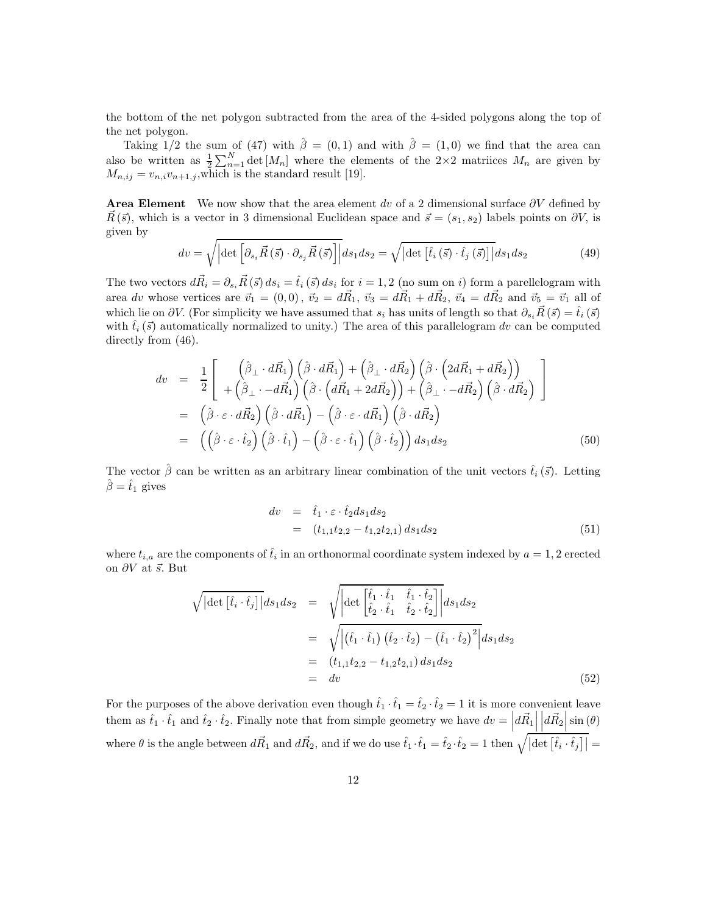the bottom of the net polygon subtracted from the area of the 4-sided polygons along the top of the net polygon.

Taking 1/2 the sum of (47) with $\hat{\beta} = (0,1)$ and with $\hat{\beta} = (1,0)$ we find that the area can also be written as $\frac{1}{2}\sum_{n=1}^{N} \det[M_n]$ where the elements of the 2×2 matriices $M_n$ are given by $M_{n,ij} = v_{n,i}v_{n+1,j}$,which is the standard result [19].

**Area Element** We now show that the area element $dv$ of a 2 dimensional surface $\partial V$ defined by $\vec{R}(\vec{s})$, which is a vector in 3 dimensional Euclidean space and $\vec{s} = (s_1, s_2)$ labels points on $\partial V$, is given by

$$dv = \sqrt{\left|\det\left[\partial_{s_i}\vec{R}(\vec{s}) \cdot \partial_{s_j}\vec{R}(\vec{s})\right]\right|} ds_1 ds_2 = \sqrt{\left|\det\left[\hat{t}_i(\vec{s}) \cdot \hat{t}_j(\vec{s})\right]\right|} ds_1 ds_2 \tag{49}$$

The two vectors $d\vec{R}_i = \partial_{s_i}\vec{R}(\vec{s}) ds_i = \hat{t}_i(\vec{s}) ds_i$ for $i = 1, 2$ (no sum on $i$) form a parellelogram with area $dv$ whose vertices are $\vec{v}_1 = (0,0)$, $\vec{v}_2 = d\vec{R}_1$, $\vec{v}_3 = d\vec{R}_1 + d\vec{R}_2$, $\vec{v}_4 = d\vec{R}_2$ and $\vec{v}_5 = \vec{v}_1$ all of which lie on $\partial V$. (For simplicity we have assumed that $s_i$ has units of length so that $\partial_{s_i}\vec{R}(\vec{s}) = \hat{t}_i(\vec{s})$ with $\hat{t}_i(\vec{s})$ automatically normalized to unity.) The area of this parallelogram $dv$ can be computed directly from (46).

$$\begin{aligned}
dv &= \frac{1}{2}\left[\begin{array}{c} \left(\hat{\beta}_\perp \cdot d\vec{R}_1\right)\left(\hat{\beta} \cdot d\vec{R}_1\right) + \left(\hat{\beta}_\perp \cdot d\vec{R}_2\right)\left(\hat{\beta} \cdot \left(2d\vec{R}_1 + d\vec{R}_2\right)\right) \\ + \left(\hat{\beta}_\perp \cdot -d\vec{R}_1\right)\left(\hat{\beta} \cdot \left(d\vec{R}_1 + 2d\vec{R}_2\right)\right) + \left(\hat{\beta}_\perp \cdot -d\vec{R}_2\right)\left(\hat{\beta} \cdot d\vec{R}_2\right) \end{array}\right] \\
&= \left(\hat{\beta} \cdot \varepsilon \cdot d\vec{R}_2\right)\left(\hat{\beta} \cdot d\vec{R}_1\right) - \left(\hat{\beta} \cdot \varepsilon \cdot d\vec{R}_1\right)\left(\hat{\beta} \cdot d\vec{R}_2\right) \\
&= \left(\left(\hat{\beta} \cdot \varepsilon \cdot \hat{t}_2\right)\left(\hat{\beta} \cdot \hat{t}_1\right) - \left(\hat{\beta} \cdot \varepsilon \cdot \hat{t}_1\right)\left(\hat{\beta} \cdot \hat{t}_2\right)\right) ds_1 ds_2
\end{aligned} \tag{50}$$

The vector $\hat{\beta}$ can be written as an arbitrary linear combination of the unit vectors $\hat{t}_i(\vec{s})$. Letting $\hat{\beta} = \hat{t}_1$ gives

$$\begin{aligned}
dv &= \hat{t}_1 \cdot \varepsilon \cdot \hat{t}_2 ds_1 ds_2 \\
&= (t_{1,1}t_{2,2} - t_{1,2}t_{2,1}) ds_1 ds_2
\end{aligned} \tag{51}$$

where $t_{i,a}$ are the components of $\hat{t}_i$ in an orthonormal coordinate system indexed by $a = 1, 2$ erected on $\partial V$ at $\vec{s}$. But

$$\begin{aligned}
\sqrt{\left|\det\left[\hat{t}_i \cdot \hat{t}_j\right]\right|} ds_1 ds_2 &= \sqrt{\left|\det\begin{bmatrix} \hat{t}_1 \cdot \hat{t}_1 & \hat{t}_1 \cdot \hat{t}_2 \\ \hat{t}_2 \cdot \hat{t}_1 & \hat{t}_2 \cdot \hat{t}_2 \end{bmatrix}\right|} ds_1 ds_2 \\
&= \sqrt{\left|\left(\hat{t}_1 \cdot \hat{t}_1\right)\left(\hat{t}_2 \cdot \hat{t}_2\right) - \left(\hat{t}_1 \cdot \hat{t}_2\right)^2\right|} ds_1 ds_2 \\
&= (t_{1,1}t_{2,2} - t_{1,2}t_{2,1}) ds_1 ds_2 \\
&= dv
\end{aligned} \tag{52}$$

For the purposes of the above derivation even though $\hat{t}_1 \cdot \hat{t}_1 = \hat{t}_2 \cdot \hat{t}_2 = 1$ it is more convenient leave them as $\hat{t}_1 \cdot \hat{t}_1$ and $\hat{t}_2 \cdot \hat{t}_2$. Finally note that from simple geometry we have $dv = \left|d\vec{R}_1\right| \left|d\vec{R}_2\right| \sin(\theta)$ where $\theta$ is the angle between $d\vec{R}_1$ and $d\vec{R}_2$, and if we do use $\hat{t}_1 \cdot \hat{t}_1 = \hat{t}_2 \cdot \hat{t}_2 = 1$ then $\sqrt{\left|\det\left[\hat{t}_i \cdot \hat{t}_j\right]\right|} =$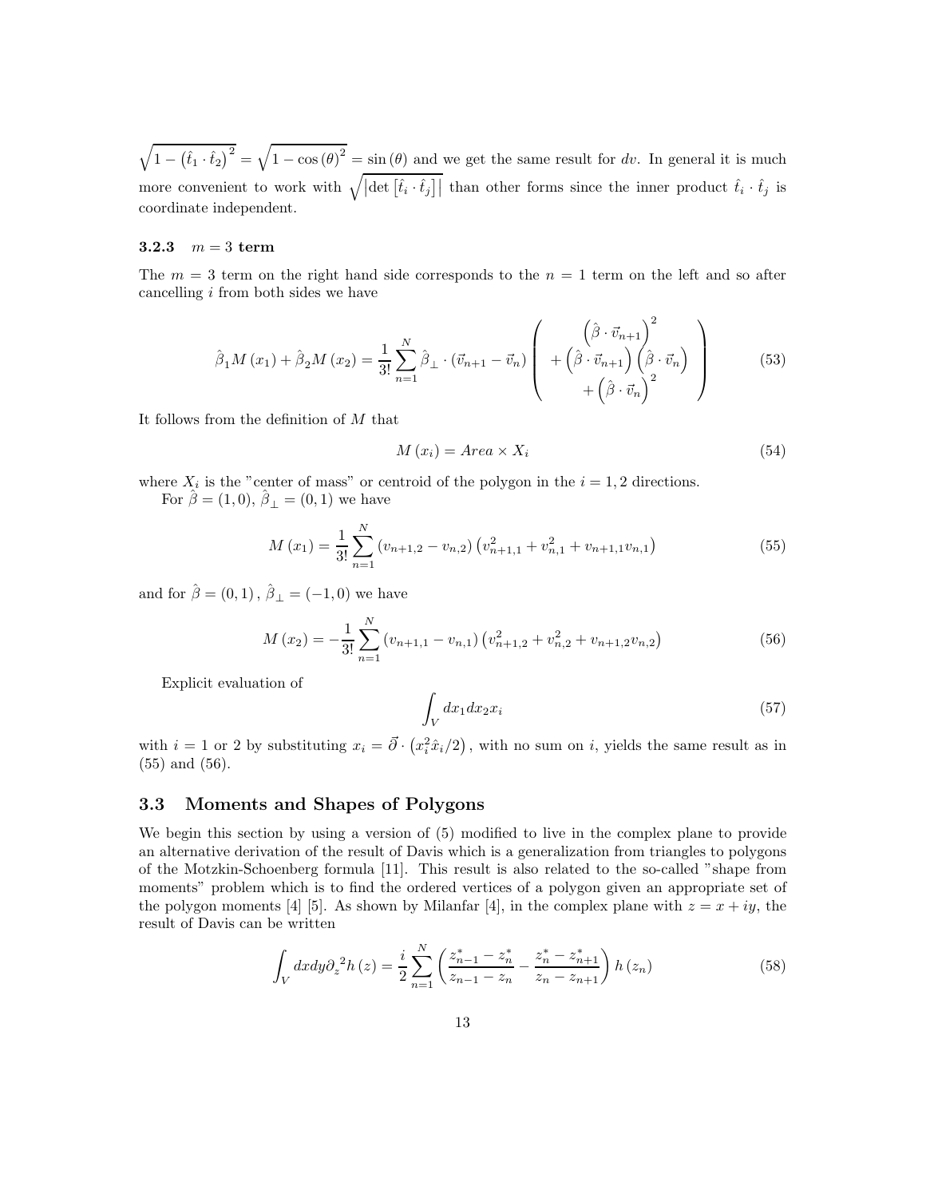$\sqrt{1-\left(\hat{t}_1 \cdot \hat{t}_2\right)^2} = \sqrt{1-\cos\left(\theta\right)^2} = \sin\left(\theta\right)$ and we get the same result for $dv$. In general it is much more convenient to work with $\sqrt{\left|\det\left[\hat{t}_i \cdot \hat{t}_j\right]\right|}$ than other forms since the inner product $\hat{t}_i \cdot \hat{t}_j$ is coordinate independent.

### 3.2.3 $m = 3$ term

The $m = 3$ term on the right hand side corresponds to the $n = 1$ term on the left and so after cancelling $i$ from both sides we have

$$\hat{\beta}_1 M\left(x_1\right) + \hat{\beta}_2 M\left(x_2\right) = \frac{1}{3!}\sum_{n=1}^{N} \hat{\beta}_\perp \cdot \left(\vec{v}_{n+1} - \vec{v}_n\right) \left( \begin{array}{c} \left(\hat{\beta} \cdot \vec{v}_{n+1}\right)^2 \\ +\left(\hat{\beta} \cdot \vec{v}_{n+1}\right)\left(\hat{\beta} \cdot \vec{v}_n\right) \\ +\left(\hat{\beta} \cdot \vec{v}_n\right)^2 \end{array} \right) \tag{53}$$

It follows from the definition of $M$ that

$$M\left(x_i\right) = Area \times X_i \tag{54}$$

where $X_i$ is the "center of mass" or centroid of the polygon in the $i = 1, 2$ directions.

For $\hat{\beta} = (1, 0)$, $\hat{\beta}_\perp = (0, 1)$ we have

$$M\left(x_1\right) = \frac{1}{3!}\sum_{n=1}^{N} \left(v_{n+1,2} - v_{n,2}\right)\left(v_{n+1,1}^2 + v_{n,1}^2 + v_{n+1,1}v_{n,1}\right) \tag{55}$$

and for $\hat{\beta} = (0, 1)\,,\, \hat{\beta}_\perp = (-1, 0)$ we have

$$M\left(x_2\right) = -\frac{1}{3!}\sum_{n=1}^{N} \left(v_{n+1,1} - v_{n,1}\right)\left(v_{n+1,2}^2 + v_{n,2}^2 + v_{n+1,2}v_{n,2}\right) \tag{56}$$

Explicit evaluation of

$$\int_V dx_1 dx_2 x_i \tag{57}$$

with $i = 1$ or 2 by substituting $x_i = \vec{\partial} \cdot \left(x_i^2 \hat{x}_i / 2\right)$, with no sum on $i$, yields the same result as in (55) and (56).

## 3.3 Moments and Shapes of Polygons

We begin this section by using a version of (5) modified to live in the complex plane to provide an alternative derivation of the result of Davis which is a generalization from triangles to polygons of the Motzkin-Schoenberg formula [11]. This result is also related to the so-called "shape from moments" problem which is to find the ordered vertices of a polygon given an appropriate set of the polygon moments [4] [5]. As shown by Milanfar [4], in the complex plane with $z = x + iy$, the result of Davis can be written

$$\int_V dx dy {\partial_z}^2 h\left(z\right) = \frac{i}{2}\sum_{n=1}^{N} \left( \frac{z_{n-1}^* - z_n^*}{z_{n-1} - z_n} - \frac{z_n^* - z_{n+1}^*}{z_n - z_{n+1}} \right) h\left(z_n\right) \tag{58}$$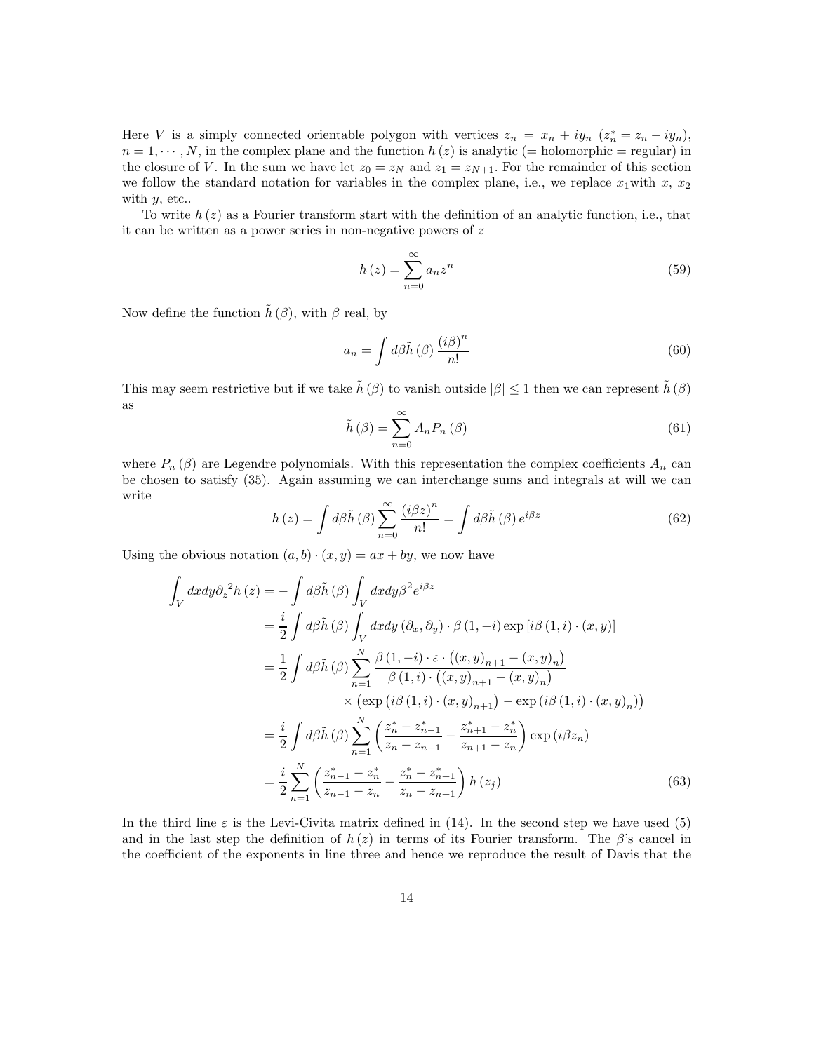Here $V$ is a simply connected orientable polygon with vertices $z_n = x_n + iy_n$ ($z_n^* = z_n - iy_n$), $n = 1, \cdots, N$, in the complex plane and the function $h(z)$ is analytic (= holomorphic = regular) in the closure of $V$. In the sum we have let $z_0 = z_N$ and $z_1 = z_{N+1}$. For the remainder of this section we follow the standard notation for variables in the complex plane, i.e., we replace $x_1$with $x$, $x_2$ with $y$, etc..

To write $h(z)$ as a Fourier transform start with the definition of an analytic function, i.e., that it can be written as a power series in non-negative powers of $z$

$$h(z) = \sum_{n=0}^{\infty} a_n z^n \tag{59}$$

Now define the function $\tilde{h}(\beta)$, with $\beta$ real, by

$$a_n = \int d\beta \tilde{h}(\beta) \frac{(i\beta)^n}{n!} \tag{60}$$

This may seem restrictive but if we take $\tilde{h}(\beta)$ to vanish outside $|\beta| \leq 1$ then we can represent $\tilde{h}(\beta)$ as

$$\tilde{h}(\beta) = \sum_{n=0}^{\infty} A_n P_n(\beta) \tag{61}$$

where $P_n(\beta)$ are Legendre polynomials. With this representation the complex coefficients $A_n$ can be chosen to satisfy (35). Again assuming we can interchange sums and integrals at will we can write

$$h(z) = \int d\beta \tilde{h}(\beta) \sum_{n=0}^{\infty} \frac{(i\beta z)^n}{n!} = \int d\beta \tilde{h}(\beta) e^{i\beta z} \tag{62}$$

Using the obvious notation $(a, b) \cdot (x, y) = ax + by$, we now have

$$\begin{aligned}
\int_V dxdy \partial_z{}^2 h(z) &= -\int d\beta \tilde{h}(\beta) \int_V dxdy \beta^2 e^{i\beta z} \\
&= \frac{i}{2} \int d\beta \tilde{h}(\beta) \int_V dxdy \left(\partial_x, \partial_y\right) \cdot \beta (1, -i) \exp\left[i\beta (1, i) \cdot (x, y)\right] \\
&= \frac{1}{2} \int d\beta \tilde{h}(\beta) \sum_{n=1}^{N} \frac{\beta (1, -i) \cdot \varepsilon \cdot \left((x, y)_{n+1} - (x, y)_n\right)}{\beta (1, i) \cdot \left((x, y)_{n+1} - (x, y)_n\right)} \\
&\qquad \times \left(\exp\left(i\beta (1, i) \cdot (x, y)_{n+1}\right) - \exp\left(i\beta (1, i) \cdot (x, y)_n\right)\right) \\
&= \frac{i}{2} \int d\beta \tilde{h}(\beta) \sum_{n=1}^{N} \left(\frac{z_n^* - z_{n-1}^*}{z_n - z_{n-1}} - \frac{z_{n+1}^* - z_n^*}{z_{n+1} - z_n}\right) \exp\left(i\beta z_n\right) \\
&= \frac{i}{2} \sum_{n=1}^{N} \left(\frac{z_{n-1}^* - z_n^*}{z_{n-1} - z_n} - \frac{z_n^* - z_{n+1}^*}{z_n - z_{n+1}}\right) h(z_j)
\end{aligned} \tag{63}$$

In the third line $\varepsilon$ is the Levi-Civita matrix defined in (14). In the second step we have used (5) and in the last step the definition of $h(z)$ in terms of its Fourier transform. The $\beta$'s cancel in the coefficient of the exponents in line three and hence we reproduce the result of Davis that the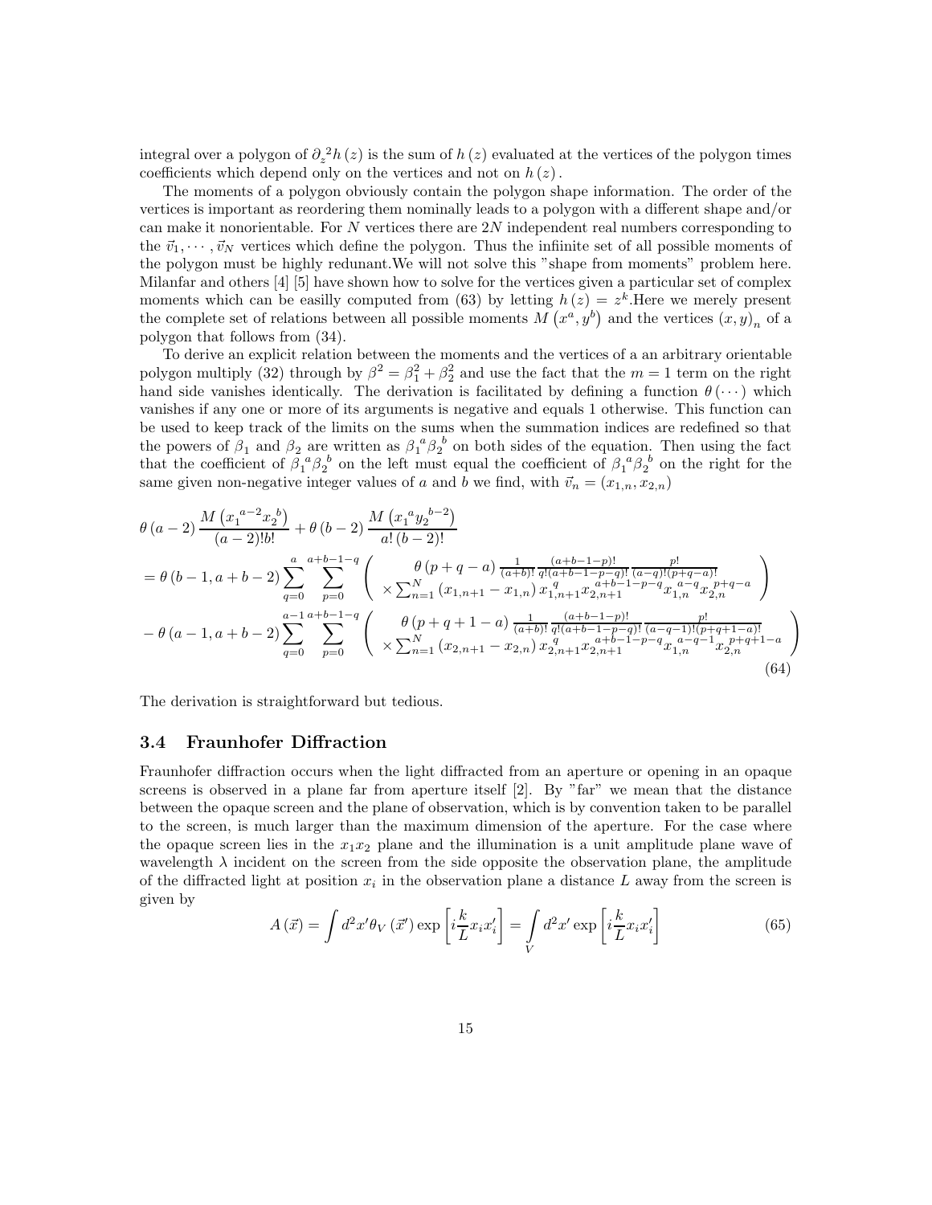integral over a polygon of ${\partial_z}^2 h(z)$ is the sum of $h(z)$ evaluated at the vertices of the polygon times coefficients which depend only on the vertices and not on $h(z)$.

The moments of a polygon obviously contain the polygon shape information. The order of the vertices is important as reordering them nominally leads to a polygon with a different shape and/or can make it nonorientable. For $N$ vertices there are $2N$ independent real numbers corresponding to the $\vec{v}_1, \cdots, \vec{v}_N$ vertices which define the polygon. Thus the infiinite set of all possible moments of the polygon must be highly redunant.We will not solve this "shape from moments" problem here. Milanfar and others [4] [5] have shown how to solve for the vertices given a particular set of complex moments which can be easilly computed from (63) by letting $h(z) = z^k$.Here we merely present the complete set of relations between all possible moments $M\left(x^a, y^b\right)$ and the vertices $(x, y)_n$ of a polygon that follows from (34).

To derive an explicit relation between the moments and the vertices of a an arbitrary orientable polygon multiply (32) through by $\beta^2 = \beta_1^2 + \beta_2^2$ and use the fact that the $m = 1$ term on the right hand side vanishes identically. The derivation is facilitated by defining a function $\theta(\cdots)$ which vanishes if any one or more of its arguments is negative and equals 1 otherwise. This function can be used to keep track of the limits on the sums when the summation indices are redefined so that the powers of $\beta_1$ and $\beta_2$ are written as ${\beta_1}^a {\beta_2}^b$ on both sides of the equation. Then using the fact that the coefficient of ${\beta_1}^a {\beta_2}^b$ on the left must equal the coefficient of ${\beta_1}^a {\beta_2}^b$ on the right for the same given non-negative integer values of $a$ and $b$ we find, with $\vec{v}_n = (x_{1,n}, x_{2,n})$

$$
\begin{aligned}
&\theta(a-2)\frac{M\left({x_1}^{a-2}{x_2}^{b}\right)}{(a-2)!b!} + \theta(b-2)\frac{M\left({x_1}^{a}{y_2}^{b-2}\right)}{a!(b-2)!} \\
&= \theta(b-1, a+b-2)\sum_{q=0}^{a}\sum_{p=0}^{a+b-1-q}\left(\begin{array}{c} \theta(p+q-a)\frac{1}{(a+b)!}\frac{(a+b-1-p)!}{q!(a+b-1-p-q)!}\frac{p!}{(a-q)!(p+q-a)!} \\ \times\sum_{n=1}^{N}(x_{1,n+1}-x_{1,n})\, x_{1,n+1}^{q} x_{2,n+1}^{a+b-1-p-q} x_{1,n}^{a-q} x_{2,n}^{p+q-a} \end{array}\right) \\
&- \theta(a-1, a+b-2)\sum_{q=0}^{a-1}\sum_{p=0}^{a+b-1-q}\left(\begin{array}{c} \theta(p+q+1-a)\frac{1}{(a+b)!}\frac{(a+b-1-p)!}{q!(a+b-1-p-q)!}\frac{p!}{(a-q-1)!(p+q+1-a)!} \\ \times\sum_{n=1}^{N}(x_{2,n+1}-x_{2,n})\, x_{2,n+1}^{q} x_{2,n+1}^{a+b-1-p-q} x_{1,n}^{a-q-1} x_{2,n}^{p+q+1-a} \end{array}\right)
\end{aligned} \tag{64}
$$

The derivation is straightforward but tedious.

### 3.4 Fraunhofer Diffraction

Fraunhofer diffraction occurs when the light diffracted from an aperture or opening in an opaque screens is observed in a plane far from aperture itself [2]. By "far" we mean that the distance between the opaque screen and the plane of observation, which is by convention taken to be parallel to the screen, is much larger than the maximum dimension of the aperture. For the case where the opaque screen lies in the $x_1 x_2$ plane and the illumination is a unit amplitude plane wave of wavelength $\lambda$ incident on the screen from the side opposite the observation plane, the amplitude of the diffracted light at position $x_i$ in the observation plane a distance $L$ away from the screen is given by

$$
A(\vec{x}) = \int d^2x' \theta_V(\vec{x}') \exp\left[i\frac{k}{L}x_i x_i'\right] = \int\limits_V d^2x' \exp\left[i\frac{k}{L}x_i x_i'\right] \tag{65}
$$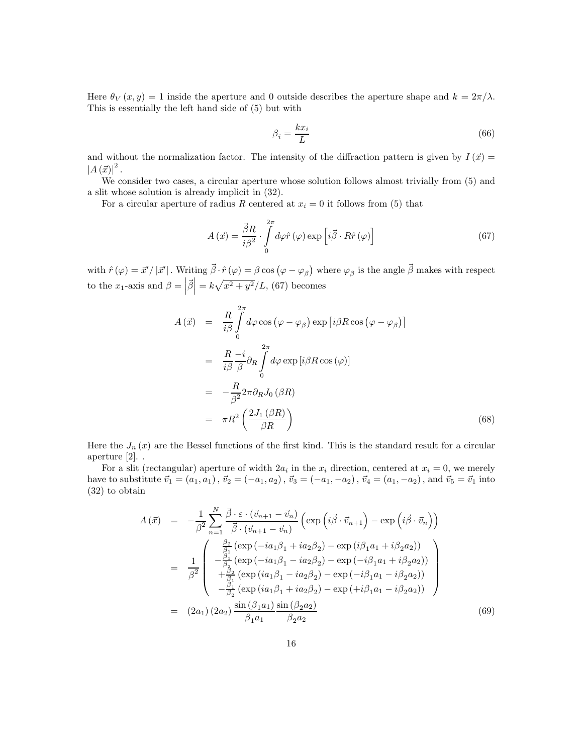Here $\theta_V(x,y) = 1$ inside the aperture and 0 outside describes the aperture shape and $k = 2\pi/\lambda$. This is essentially the left hand side of (5) but with

$$\beta_i = \frac{kx_i}{L} \tag{66}$$

and without the normalization factor. The intensity of the diffraction pattern is given by $I(\vec{x}) = |A(\vec{x})|^2$.

We consider two cases, a circular aperture whose solution follows almost trivially from (5) and a slit whose solution is already implicit in (32).

For a circular aperture of radius $R$ centered at $x_i = 0$ it follows from (5) that

$$A(\vec{x}) = \frac{\vec{\beta}R}{i\beta^2} \cdot \int_0^{2\pi} d\varphi \hat{r}(\varphi) \exp\left[i\vec{\beta} \cdot R\hat{r}(\varphi)\right] \tag{67}$$

with $\hat{r}(\varphi) = \vec{x}'/|\vec{x}'|$. Writing $\vec{\beta} \cdot \hat{r}(\varphi) = \beta \cos(\varphi - \varphi_\beta)$ where $\varphi_\beta$ is the angle $\vec{\beta}$ makes with respect to the $x_1$-axis and $\beta = \left|\vec{\beta}\right| = k\sqrt{x^2+y^2}/L$, (67) becomes

$$\begin{aligned}
A(\vec{x}) &= \frac{R}{i\beta} \int_0^{2\pi} d\varphi \cos(\varphi - \varphi_\beta) \exp\left[i\beta R \cos(\varphi - \varphi_\beta)\right] \\
&= \frac{R}{i\beta} \frac{-i}{\beta} \partial_R \int_0^{2\pi} d\varphi \exp\left[i\beta R \cos(\varphi)\right] \\
&= -\frac{R}{\beta^2} 2\pi \partial_R J_0(\beta R) \\
&= \pi R^2 \left(\frac{2J_1(\beta R)}{\beta R}\right)
\end{aligned} \tag{68}$$

Here the $J_n(x)$ are the Bessel functions of the first kind. This is the standard result for a circular aperture [2]. .

For a slit (rectangular) aperture of width $2a_i$ in the $x_i$ direction, centered at $x_i = 0$, we merely have to substitute $\vec{v}_1 = (a_1, a_1)$, $\vec{v}_2 = (-a_1, a_2)$, $\vec{v}_3 = (-a_1, -a_2)$, $\vec{v}_4 = (a_1, -a_2)$, and $\vec{v}_5 = \vec{v}_1$ into (32) to obtain

$$\begin{aligned}
A(\vec{x}) &= -\frac{1}{\beta^2} \sum_{n=1}^{N} \frac{\vec{\beta} \cdot \varepsilon \cdot (\vec{v}_{n+1} - \vec{v}_n)}{\vec{\beta} \cdot (\vec{v}_{n+1} - \vec{v}_n)} \left(\exp\left(i\vec{\beta} \cdot \vec{v}_{n+1}\right) - \exp\left(i\vec{\beta} \cdot \vec{v}_n\right)\right) \\
&= \frac{1}{\beta^2} \begin{pmatrix}
\frac{\beta_2}{\beta_1}\left(\exp\left(-ia_1\beta_1 + ia_2\beta_2\right) - \exp\left(i\beta_1 a_1 + i\beta_2 a_2\right)\right) \\
-\frac{\beta_1}{\beta_2}\left(\exp\left(-ia_1\beta_1 - ia_2\beta_2\right) - \exp\left(-i\beta_1 a_1 + i\beta_2 a_2\right)\right) \\
+\frac{\beta_2}{\beta_1}\left(\exp\left(ia_1\beta_1 - ia_2\beta_2\right) - \exp\left(-i\beta_1 a_1 - i\beta_2 a_2\right)\right) \\
-\frac{\beta_1}{\beta_2}\left(\exp\left(ia_1\beta_1 + ia_2\beta_2\right) - \exp\left(+i\beta_1 a_1 - i\beta_2 a_2\right)\right)
\end{pmatrix} \\
&= (2a_1)(2a_2) \frac{\sin(\beta_1 a_1)}{\beta_1 a_1} \frac{\sin(\beta_2 a_2)}{\beta_2 a_2}
\end{aligned} \tag{69}$$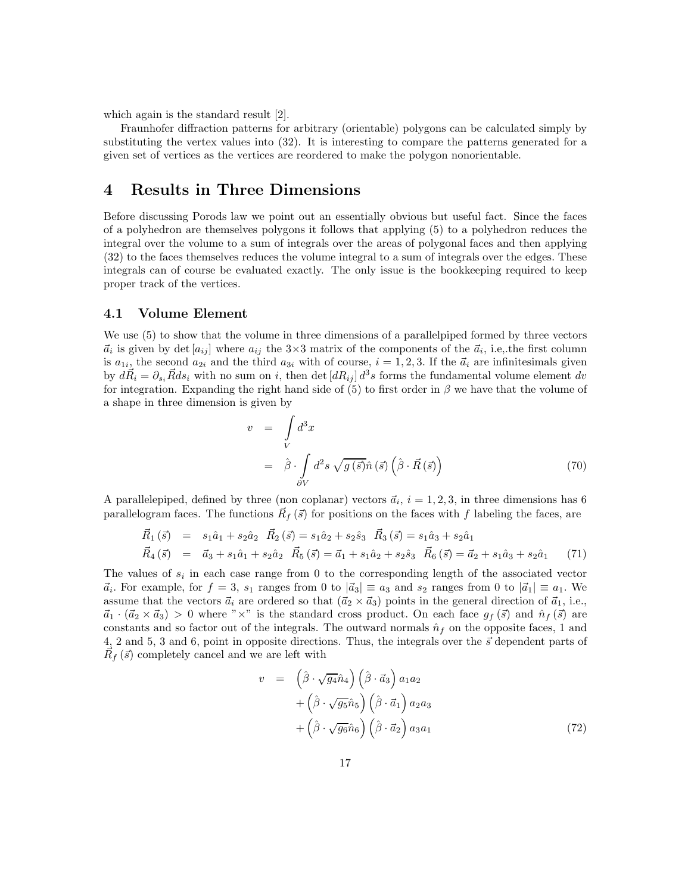which again is the standard result [2].

Fraunhofer diffraction patterns for arbitrary (orientable) polygons can be calculated simply by substituting the vertex values into (32). It is interesting to compare the patterns generated for a given set of vertices as the vertices are reordered to make the polygon nonorientable.

# 4 Results in Three Dimensions

Before discussing Porods law we point out an essentially obvious but useful fact. Since the faces of a polyhedron are themselves polygons it follows that applying (5) to a polyhedron reduces the integral over the volume to a sum of integrals over the areas of polygonal faces and then applying (32) to the faces themselves reduces the volume integral to a sum of integrals over the edges. These integrals can of course be evaluated exactly. The only issue is the bookkeeping required to keep proper track of the vertices.

## 4.1 Volume Element

We use (5) to show that the volume in three dimensions of a parallelpiped formed by three vectors $\vec{a}_i$ is given by $\det[a_{ij}]$ where $a_{ij}$ the 3×3 matrix of the components of the $\vec{a}_i$, i.e,.the first column is $a_{1i}$, the second $a_{2i}$ and the third $a_{3i}$ with of course, $i = 1, 2, 3$. If the $\vec{a}_i$ are infinitesimals given by $d\vec{R}_i = \partial_{s_i}\vec{R}ds_i$ with no sum on $i$, then $\det[dR_{ij}]\, d^3s$ forms the fundamental volume element $dv$ for integration. Expanding the right hand side of (5) to first order in $\beta$ we have that the volume of a shape in three dimension is given by

$$
\begin{aligned}
v &= \int\limits_V d^3x \\
&= \hat{\beta} \cdot \int\limits_{\partial V} d^2s\, \sqrt{g(\vec{s})}\hat{n}(\vec{s}) \left(\hat{\beta} \cdot \vec{R}(\vec{s})\right)
\end{aligned}
\tag{70}
$$

A parallelepiped, defined by three (non coplanar) vectors $\vec{a}_i$, $i = 1, 2, 3$, in three dimensions has 6 parallelogram faces. The functions $\vec{R}_f(\vec{s})$ for positions on the faces with $f$ labeling the faces, are

$$
\begin{aligned}
\vec{R}_1(\vec{s}) &= s_1\hat{a}_1 + s_2\hat{a}_2 \quad \vec{R}_2(\vec{s}) = s_1\hat{a}_2 + s_2\hat{s}_3 \quad \vec{R}_3(\vec{s}) = s_1\hat{a}_3 + s_2\hat{a}_1 \\
\vec{R}_4(\vec{s}) &= \vec{a}_3 + s_1\hat{a}_1 + s_2\hat{a}_2 \quad \vec{R}_5(\vec{s}) = \vec{a}_1 + s_1\hat{a}_2 + s_2\hat{s}_3 \quad \vec{R}_6(\vec{s}) = \vec{a}_2 + s_1\hat{a}_3 + s_2\hat{a}_1
\end{aligned}
\tag{71}
$$

The values of $s_i$ in each case range from 0 to the corresponding length of the associated vector $\vec{a}_i$. For example, for $f = 3$, $s_1$ ranges from 0 to $|\vec{a}_3| \equiv a_3$ and $s_2$ ranges from 0 to $|\vec{a}_1| \equiv a_1$. We assume that the vectors $\vec{a}_i$ are ordered so that $(\vec{a}_2 \times \vec{a}_3)$ points in the general direction of $\vec{a}_1$, i.e., $\vec{a}_1 \cdot (\vec{a}_2 \times \vec{a}_3) > 0$ where "×" is the standard cross product. On each face $g_f(\vec{s})$ and $\hat{n}_f(\vec{s})$ are constants and so factor out of the integrals. The outward normals $\hat{n}_f$ on the opposite faces, 1 and 4, 2 and 5, 3 and 6, point in opposite directions. Thus, the integrals over the $\vec{s}$ dependent parts of $\vec{R}_f(\vec{s})$ completely cancel and we are left with

$$
\begin{aligned}
v &= \left(\hat{\beta} \cdot \sqrt{g_4}\hat{n}_4\right)\left(\hat{\beta} \cdot \vec{a}_3\right) a_1 a_2 \\
&\quad + \left(\hat{\beta} \cdot \sqrt{g_5}\hat{n}_5\right)\left(\hat{\beta} \cdot \vec{a}_1\right) a_2 a_3 \\
&\quad + \left(\hat{\beta} \cdot \sqrt{g_6}\hat{n}_6\right)\left(\hat{\beta} \cdot \vec{a}_2\right) a_3 a_1
\end{aligned}
\tag{72}
$$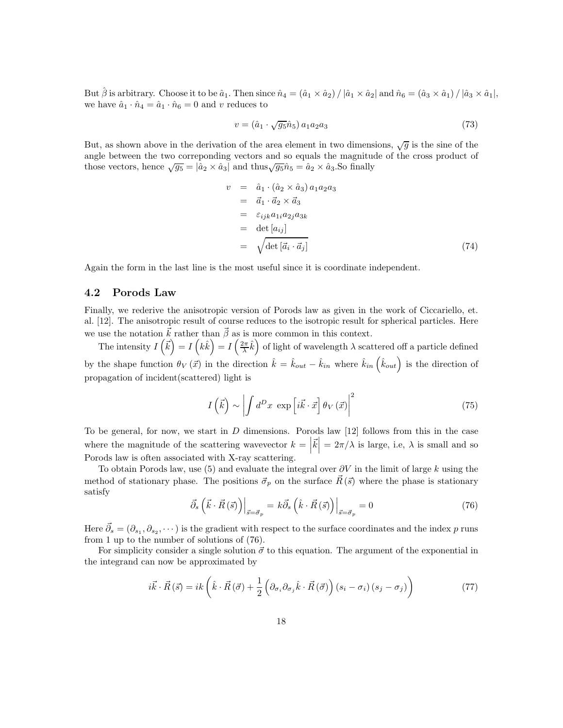But $\hat{\beta}$ is arbitrary. Choose it to be $\hat{a}_1$. Then since $\hat{n}_4 = (\hat{a}_1 \times \hat{a}_2) / |\hat{a}_1 \times \hat{a}_2|$ and $\hat{n}_6 = (\hat{a}_3 \times \hat{a}_1) / |\hat{a}_3 \times \hat{a}_1|$, we have $\hat{a}_1 \cdot \hat{n}_4 = \hat{a}_1 \cdot \hat{n}_6 = 0$ and $v$ reduces to

$$v = (\hat{a}_1 \cdot \sqrt{g_5}\hat{n}_5)\, a_1 a_2 a_3 \tag{73}$$

But, as shown above in the derivation of the area element in two dimensions, $\sqrt{g}$ is the sine of the angle between the two correponding vectors and so equals the magnitude of the cross product of those vectors, hence $\sqrt{g_5} = |\hat{a}_2 \times \hat{a}_3|$ and thus$\sqrt{g_5}\hat{n}_5 = \hat{a}_2 \times \hat{a}_3$.So finally

$$\begin{aligned} v &= \hat{a}_1 \cdot (\hat{a}_2 \times \hat{a}_3)\, a_1 a_2 a_3 \\ &= \vec{a}_1 \cdot \vec{a}_2 \times \vec{a}_3 \\ &= \varepsilon_{ijk} a_{1i} a_{2j} a_{3k} \\ &= \det[a_{ij}] \\ &= \sqrt{\det[\vec{a}_i \cdot \vec{a}_j]} \end{aligned} \tag{74}$$

Again the form in the last line is the most useful since it is coordinate independent.

## 4.2 Porods Law

Finally, we rederive the anisotropic version of Porods law as given in the work of Ciccariello, et. al. [12]. The anisotropic result of course reduces to the isotropic result for spherical particles. Here we use the notation $\vec{k}$ rather than $\vec{\beta}$ as is more common in this context.

The intensity $I\left(\vec{k}\right) = I\left(k\hat{k}\right) = I\left(\frac{2\pi}{\lambda}\hat{k}\right)$ of light of wavelength $\lambda$ scattered off a particle defined by the shape function $\theta_V(\vec{x})$ in the direction $\hat{k} = \hat{k}_{out} - \hat{k}_{in}$ where $\hat{k}_{in}\left(\hat{k}_{out}\right)$ is the direction of propagation of incident(scattered) light is

$$I\left(\vec{k}\right) \sim \left| \int d^D x \, \exp\left[i\vec{k}\cdot\vec{x}\right] \theta_V(\vec{x}) \right|^2 \tag{75}$$

To be general, for now, we start in $D$ dimensions. Porods law [12] follows from this in the case where the magnitude of the scattering wavevector $k = \left|\vec{k}\right| = 2\pi/\lambda$ is large, i.e, $\lambda$ is small and so Porods law is often associated with X-ray scattering.

To obtain Porods law, use (5) and evaluate the integral over $\partial V$ in the limit of large $k$ using the method of stationary phase. The positions $\vec{\sigma}_p$ on the surface $\vec{R}(\vec{s})$ where the phase is stationary satisfy

$$\vec{\partial}_s \left(\vec{k}\cdot\vec{R}(\vec{s})\right)\Big|_{\vec{s}=\vec{\sigma}_p} = k\vec{\partial}_s\left(\hat{k}\cdot\vec{R}(\vec{s})\right)\Big|_{\vec{s}=\vec{\sigma}_p} = 0 \tag{76}$$

Here $\vec{\partial}_s = (\partial_{s_1}, \partial_{s_2}, \cdots)$ is the gradient with respect to the surface coordinates and the index $p$ runs from 1 up to the number of solutions of (76).

For simplicity consider a single solution $\vec{\sigma}$ to this equation. The argument of the exponential in the integrand can now be approximated by

$$i\vec{k}\cdot\vec{R}(\vec{s}) = ik\left(\hat{k}\cdot\vec{R}(\vec{\sigma}) + \frac{1}{2}\left(\partial_{\sigma_i}\partial_{\sigma_j}\hat{k}\cdot\vec{R}(\vec{\sigma})\right)(s_i - \sigma_i)(s_j - \sigma_j)\right) \tag{77}$$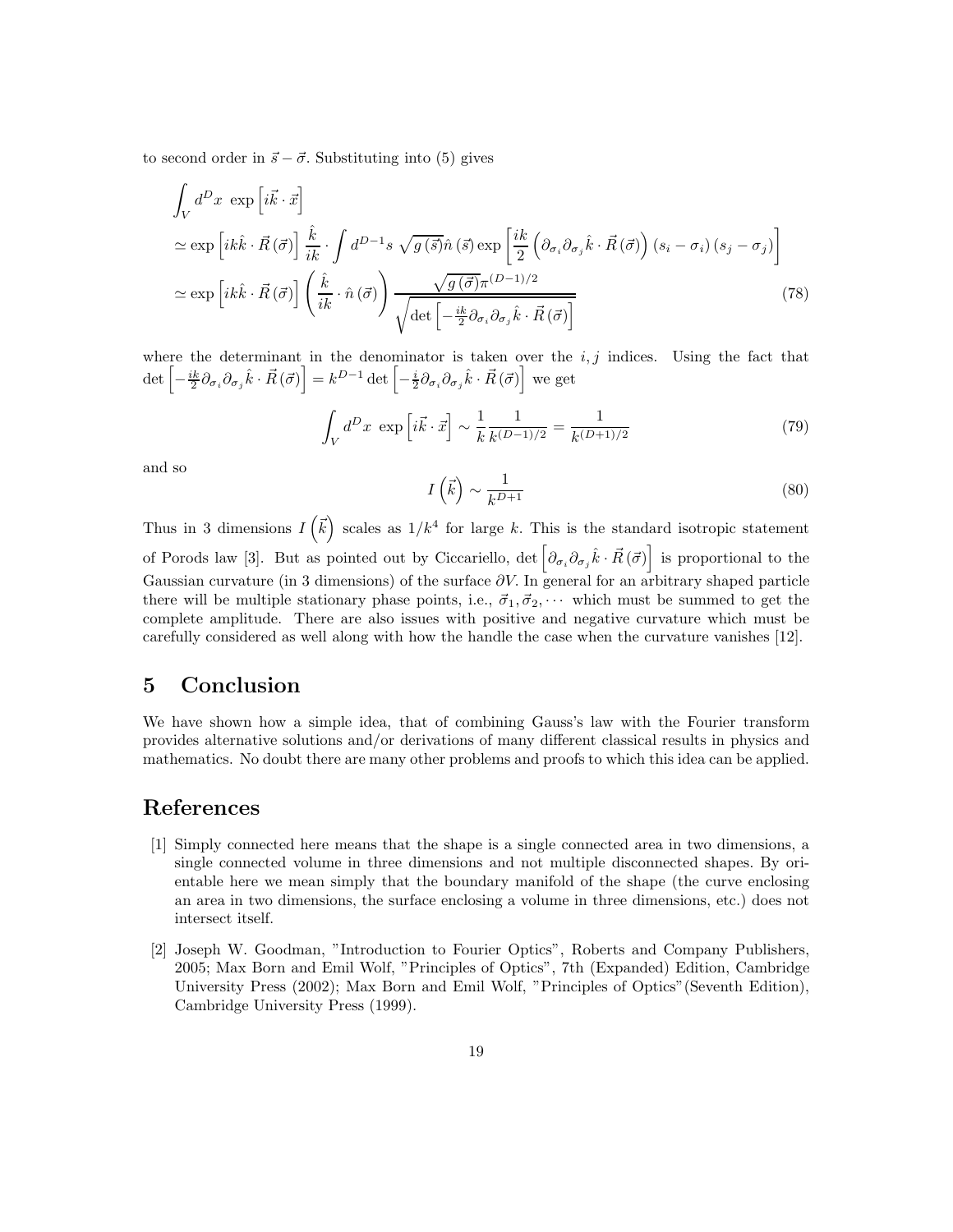to second order in $\vec{s} - \vec{\sigma}$. Substituting into (5) gives

$$
\begin{aligned}
&\int_V d^D x \ \exp\left[i\vec{k}\cdot\vec{x}\right] \\
&\simeq \exp\left[ik\hat{k}\cdot\vec{R}\left(\vec{\sigma}\right)\right]\frac{\hat{k}}{ik}\cdot\int d^{D-1}s\ \sqrt{g\left(\vec{s}\right)}\hat{n}\left(\vec{s}\right)\exp\left[\frac{ik}{2}\left(\partial_{\sigma_i}\partial_{\sigma_j}\hat{k}\cdot\vec{R}\left(\vec{\sigma}\right)\right)\left(s_i-\sigma_i\right)\left(s_j-\sigma_j\right)\right] \\
&\simeq \exp\left[ik\hat{k}\cdot\vec{R}\left(\vec{\sigma}\right)\right]\left(\frac{\hat{k}}{ik}\cdot\hat{n}\left(\vec{\sigma}\right)\right)\frac{\sqrt{g\left(\vec{\sigma}\right)}\pi^{(D-1)/2}}{\sqrt{\det\left[-\frac{ik}{2}\partial_{\sigma_i}\partial_{\sigma_j}\hat{k}\cdot\vec{R}\left(\vec{\sigma}\right)\right]}}
\end{aligned}
\tag{78}
$$

where the determinant in the denominator is taken over the $i,j$ indices. Using the fact that $\det\left[-\frac{ik}{2}\partial_{\sigma_i}\partial_{\sigma_j}\hat{k}\cdot\vec{R}\left(\vec{\sigma}\right)\right] = k^{D-1}\det\left[-\frac{i}{2}\partial_{\sigma_i}\partial_{\sigma_j}\hat{k}\cdot\vec{R}\left(\vec{\sigma}\right)\right]$ we get

$$
\int_V d^D x \ \exp\left[i\vec{k}\cdot\vec{x}\right] \sim \frac{1}{k}\frac{1}{k^{(D-1)/2}} = \frac{1}{k^{(D+1)/2}} \tag{79}
$$

and so

$$
I\left(\vec{k}\right) \sim \frac{1}{k^{D+1}} \tag{80}
$$

Thus in 3 dimensions $I\left(\vec{k}\right)$ scales as $1/k^4$ for large $k$. This is the standard isotropic statement of Porods law [3]. But as pointed out by Ciccariello, $\det\left[\partial_{\sigma_i}\partial_{\sigma_j}\hat{k}\cdot\vec{R}\left(\vec{\sigma}\right)\right]$ is proportional to the Gaussian curvature (in 3 dimensions) of the surface $\partial V$. In general for an arbitrary shaped particle there will be multiple stationary phase points, i.e., $\vec{\sigma}_1, \vec{\sigma}_2, \cdots$ which must be summed to get the complete amplitude. There are also issues with positive and negative curvature which must be carefully considered as well along with how the handle the case when the curvature vanishes [12].

# 5 Conclusion

We have shown how a simple idea, that of combining Gauss's law with the Fourier transform provides alternative solutions and/or derivations of many different classical results in physics and mathematics. No doubt there are many other problems and proofs to which this idea can be applied.

# References

[1] Simply connected here means that the shape is a single connected area in two dimensions, a single connected volume in three dimensions and not multiple disconnected shapes. By orientable here we mean simply that the boundary manifold of the shape (the curve enclosing an area in two dimensions, the surface enclosing a volume in three dimensions, etc.) does not intersect itself.

[2] Joseph W. Goodman, "Introduction to Fourier Optics", Roberts and Company Publishers, 2005; Max Born and Emil Wolf, "Principles of Optics", 7th (Expanded) Edition, Cambridge University Press (2002); Max Born and Emil Wolf, "Principles of Optics"(Seventh Edition), Cambridge University Press (1999).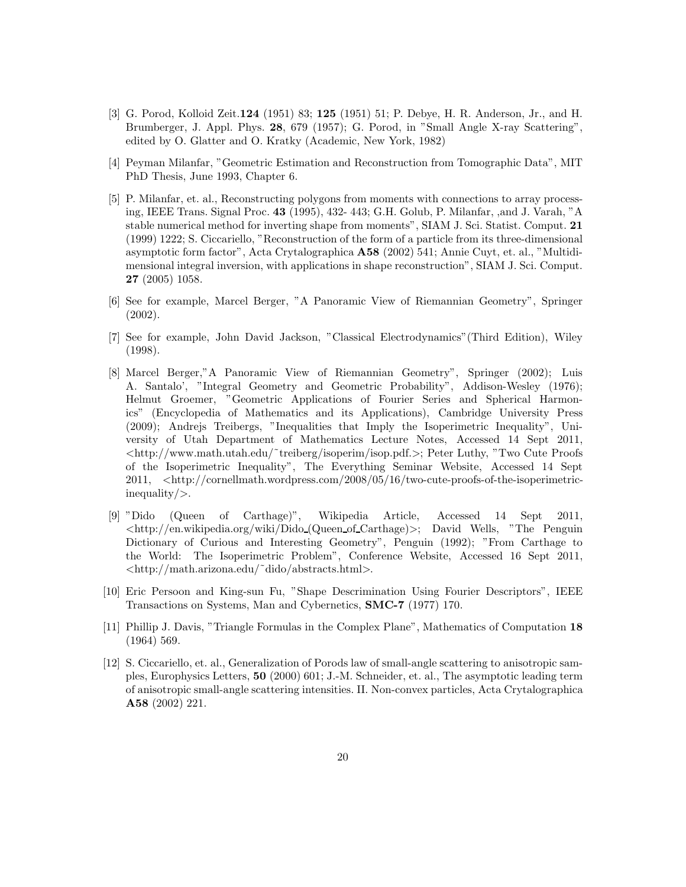[3] G. Porod, Kolloid Zeit.**124** (1951) 83; **125** (1951) 51; P. Debye, H. R. Anderson, Jr., and H. Brumberger, J. Appl. Phys. **28**, 679 (1957); G. Porod, in "Small Angle X-ray Scattering", edited by O. Glatter and O. Kratky (Academic, New York, 1982)

[4] Peyman Milanfar, "Geometric Estimation and Reconstruction from Tomographic Data", MIT PhD Thesis, June 1993, Chapter 6.

[5] P. Milanfar, et. al., Reconstructing polygons from moments with connections to array processing, IEEE Trans. Signal Proc. **43** (1995), 432- 443; G.H. Golub, P. Milanfar, ,and J. Varah, "A stable numerical method for inverting shape from moments", SIAM J. Sci. Statist. Comput. **21** (1999) 1222; S. Ciccariello, "Reconstruction of the form of a particle from its three-dimensional asymptotic form factor", Acta Crytalographica **A58** (2002) 541; Annie Cuyt, et. al., "Multidimensional integral inversion, with applications in shape reconstruction", SIAM J. Sci. Comput. **27** (2005) 1058.

[6] See for example, Marcel Berger, "A Panoramic View of Riemannian Geometry", Springer (2002).

[7] See for example, John David Jackson, "Classical Electrodynamics"(Third Edition), Wiley (1998).

[8] Marcel Berger,"A Panoramic View of Riemannian Geometry", Springer (2002); Luis A. Santalo', "Integral Geometry and Geometric Probability", Addison-Wesley (1976); Helmut Groemer, "Geometric Applications of Fourier Series and Spherical Harmonics" (Encyclopedia of Mathematics and its Applications), Cambridge University Press (2009); Andrejs Treibergs, "Inequalities that Imply the Isoperimetric Inequality", University of Utah Department of Mathematics Lecture Notes, Accessed 14 Sept 2011, <http://www.math.utah.edu/~treiberg/isoperim/isop.pdf.>; Peter Luthy, "Two Cute Proofs of the Isoperimetric Inequality", The Everything Seminar Website, Accessed 14 Sept 2011, <http://cornellmath.wordpress.com/2008/05/16/two-cute-proofs-of-the-isoperimetric-inequality/>.

[9] "Dido (Queen of Carthage)", Wikipedia Article, Accessed 14 Sept 2011, <http://en.wikipedia.org/wiki/Dido_(Queen_of_Carthage)>; David Wells, "The Penguin Dictionary of Curious and Interesting Geometry", Penguin (1992); "From Carthage to the World: The Isoperimetric Problem", Conference Website, Accessed 16 Sept 2011, <http://math.arizona.edu/~dido/abstracts.html>.

[10] Eric Persoon and King-sun Fu, "Shape Descrimination Using Fourier Descriptors", IEEE Transactions on Systems, Man and Cybernetics, **SMC-7** (1977) 170.

[11] Phillip J. Davis, "Triangle Formulas in the Complex Plane", Mathematics of Computation **18** (1964) 569.

[12] S. Ciccariello, et. al., Generalization of Porods law of small-angle scattering to anisotropic samples, Europhysics Letters, **50** (2000) 601; J.-M. Schneider, et. al., The asymptotic leading term of anisotropic small-angle scattering intensities. II. Non-convex particles, Acta Crytalographica **A58** (2002) 221.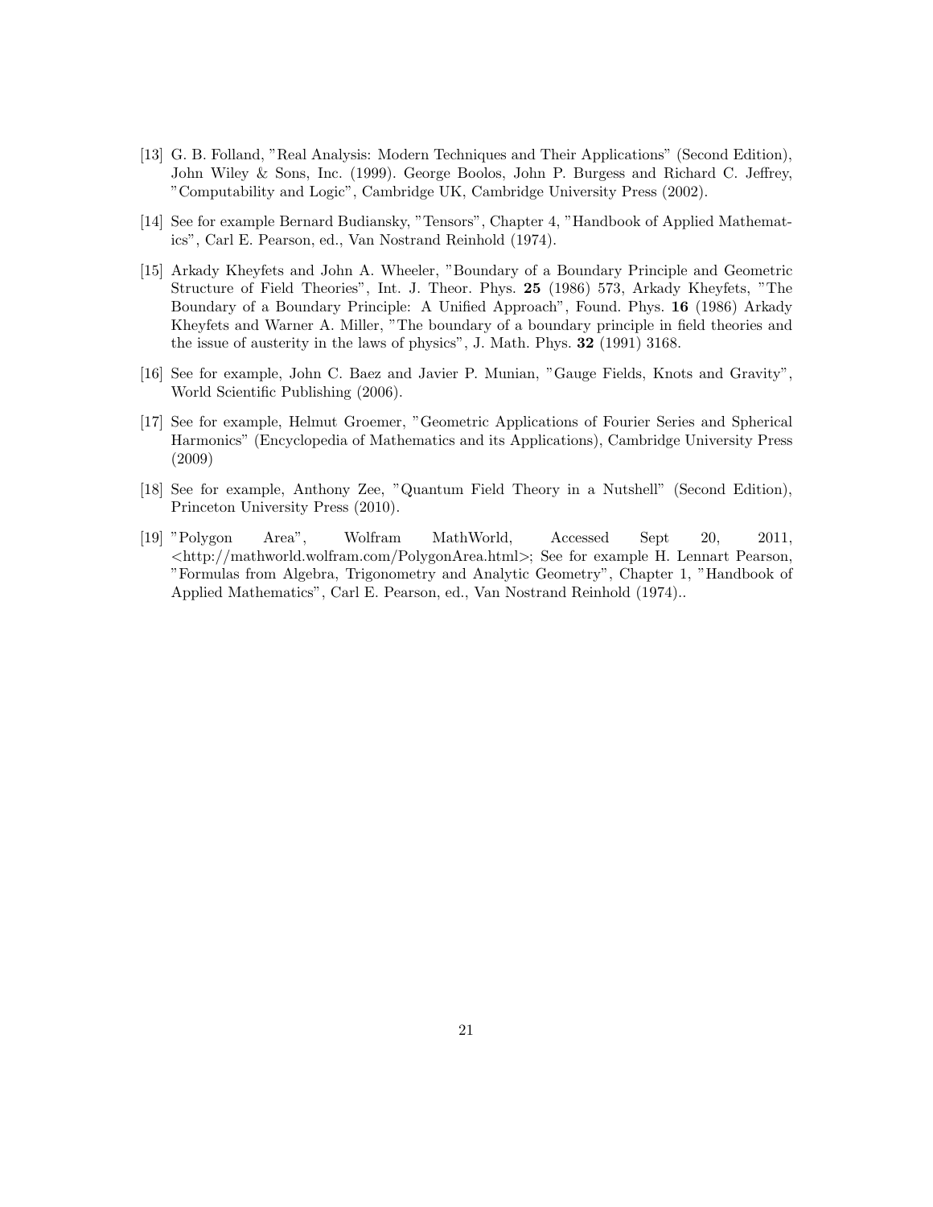[13] G. B. Folland, "Real Analysis: Modern Techniques and Their Applications" (Second Edition), John Wiley & Sons, Inc. (1999). George Boolos, John P. Burgess and Richard C. Jeffrey, "Computability and Logic", Cambridge UK, Cambridge University Press (2002).

[14] See for example Bernard Budiansky, "Tensors", Chapter 4, "Handbook of Applied Mathematics", Carl E. Pearson, ed., Van Nostrand Reinhold (1974).

[15] Arkady Kheyfets and John A. Wheeler, "Boundary of a Boundary Principle and Geometric Structure of Field Theories", Int. J. Theor. Phys. **25** (1986) 573, Arkady Kheyfets, "The Boundary of a Boundary Principle: A Unified Approach", Found. Phys. **16** (1986) Arkady Kheyfets and Warner A. Miller, "The boundary of a boundary principle in field theories and the issue of austerity in the laws of physics", J. Math. Phys. **32** (1991) 3168.

[16] See for example, John C. Baez and Javier P. Munian, "Gauge Fields, Knots and Gravity", World Scientific Publishing (2006).

[17] See for example, Helmut Groemer, "Geometric Applications of Fourier Series and Spherical Harmonics" (Encyclopedia of Mathematics and its Applications), Cambridge University Press (2009)

[18] See for example, Anthony Zee, "Quantum Field Theory in a Nutshell" (Second Edition), Princeton University Press (2010).

[19] "Polygon Area", Wolfram MathWorld, Accessed Sept 20, 2011, <http://mathworld.wolfram.com/PolygonArea.html>; See for example H. Lennart Pearson, "Formulas from Algebra, Trigonometry and Analytic Geometry", Chapter 1, "Handbook of Applied Mathematics", Carl E. Pearson, ed., Van Nostrand Reinhold (1974)..